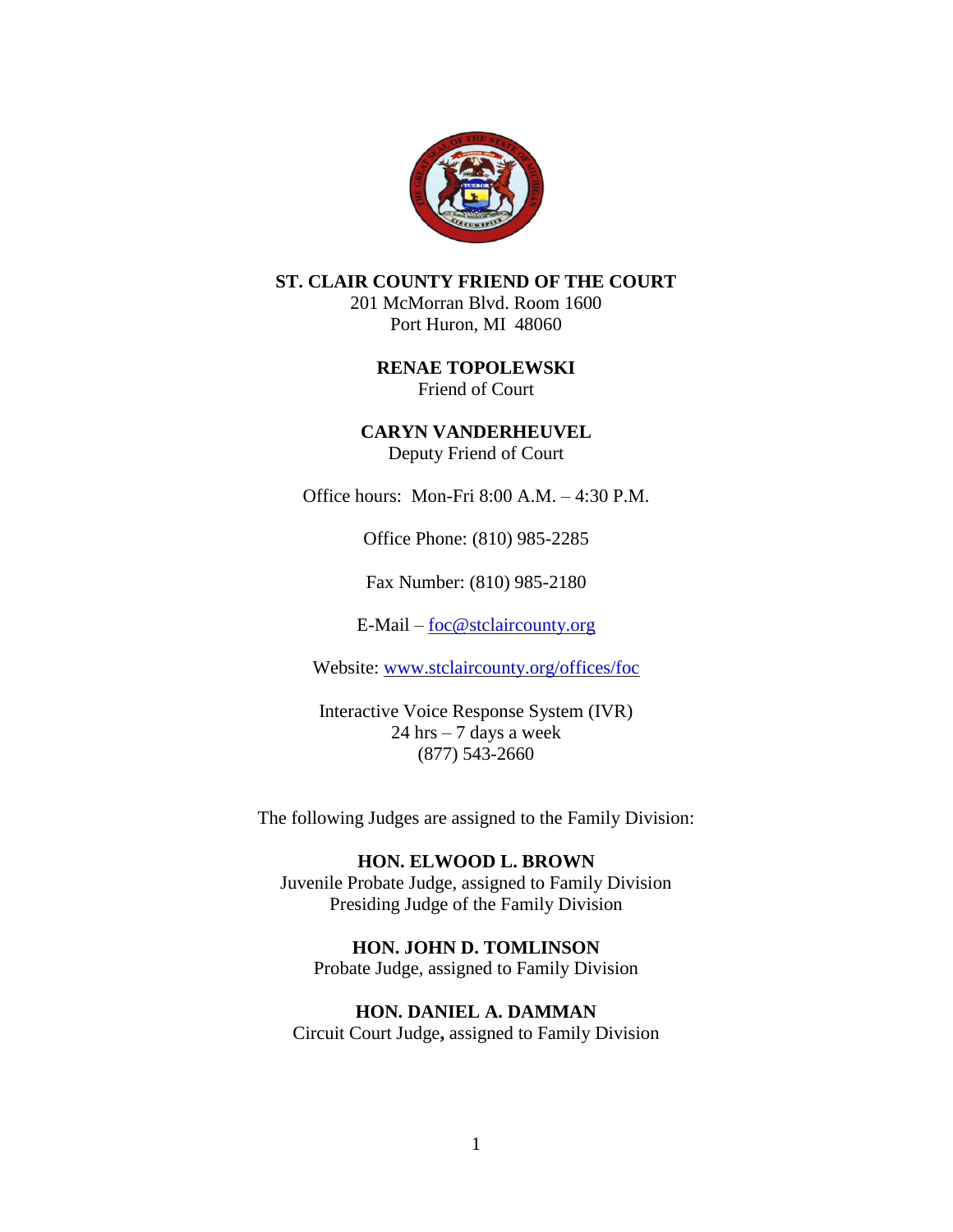**ST. CLAIR COUNTY FRIEND OF THE COURT**
201 McMorran Blvd. Room 1600
Port Huron, MI 48060

**RENAE TOPOLEWSKI**
Friend of Court

**CARYN VANDERHEUVEL**
Deputy Friend of Court

Office hours: Mon-Fri 8:00 A.M. – 4:30 P.M.

Office Phone: (810) 985-2285

Fax Number: (810) 985-2180

E-Mail – foc@stclaircounty.org

Website: www.stclaircounty.org/offices/foc

Interactive Voice Response System (IVR)
24 hrs – 7 days a week
(877) 543-2660

The following Judges are assigned to the Family Division:

**HON. ELWOOD L. BROWN**
Juvenile Probate Judge, assigned to Family Division
Presiding Judge of the Family Division

**HON. JOHN D. TOMLINSON**
Probate Judge, assigned to Family Division

**HON. DANIEL A. DAMMAN**
Circuit Court Judge**,** assigned to Family Division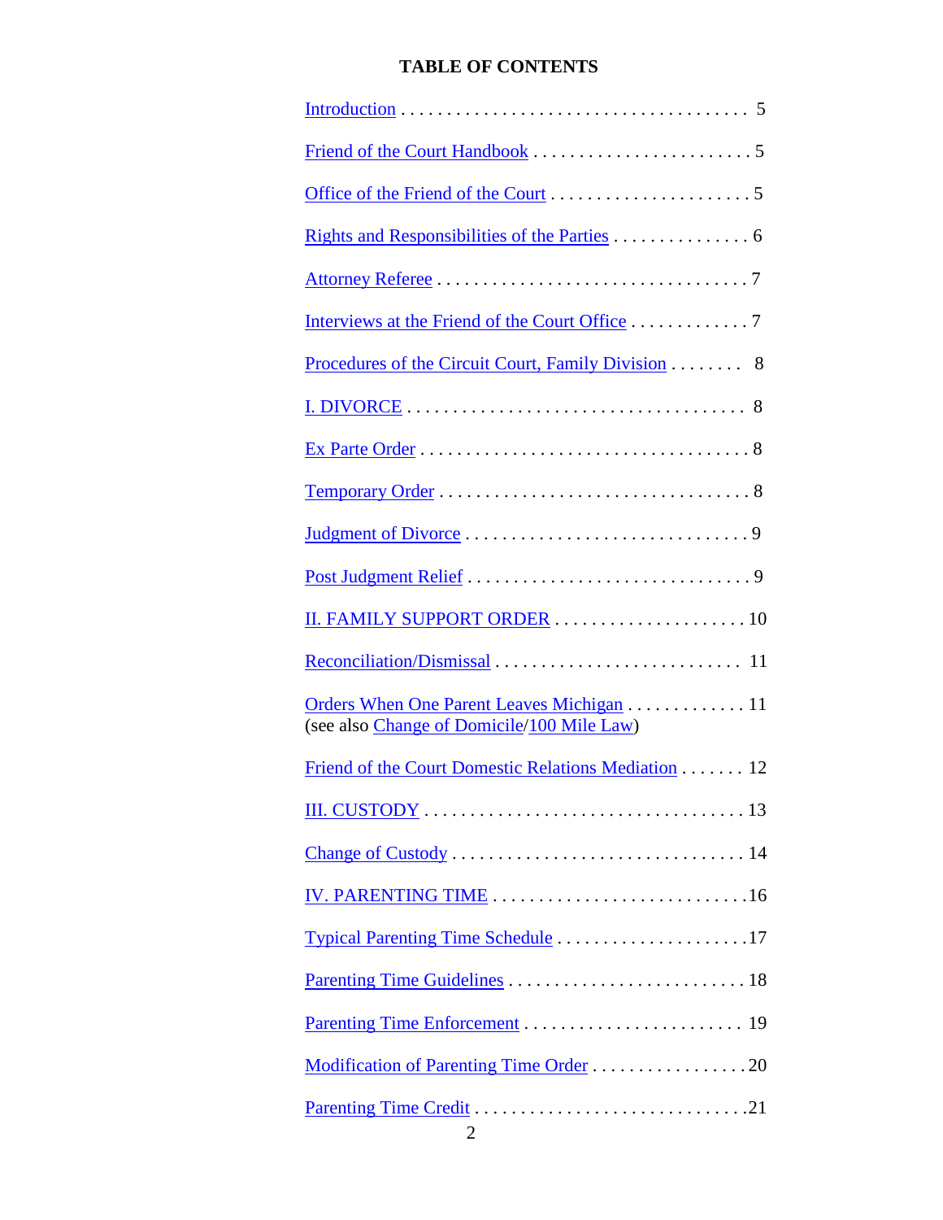# TABLE OF CONTENTS

Introduction . . . . . . . . . . . . . . . . . . . . . . . . . . . . . . . . . . . . . . 5

Friend of the Court Handbook . . . . . . . . . . . . . . . . . . . . . . . . 5

Office of the Friend of the Court . . . . . . . . . . . . . . . . . . . . . . 5

Rights and Responsibilities of the Parties . . . . . . . . . . . . . . . 6

Attorney Referee . . . . . . . . . . . . . . . . . . . . . . . . . . . . . . . . . . 7

Interviews at the Friend of the Court Office . . . . . . . . . . . . . 7

Procedures of the Circuit Court, Family Division . . . . . . . . 8

I. DIVORCE . . . . . . . . . . . . . . . . . . . . . . . . . . . . . . . . . . . . . 8

Ex Parte Order . . . . . . . . . . . . . . . . . . . . . . . . . . . . . . . . . . . 8

Temporary Order . . . . . . . . . . . . . . . . . . . . . . . . . . . . . . . . . . 8

Judgment of Divorce . . . . . . . . . . . . . . . . . . . . . . . . . . . . . . . 9

Post Judgment Relief . . . . . . . . . . . . . . . . . . . . . . . . . . . . . . . 9

II. FAMILY SUPPORT ORDER . . . . . . . . . . . . . . . . . . . . . 10

Reconciliation/Dismissal . . . . . . . . . . . . . . . . . . . . . . . . . . . 11

Orders When One Parent Leaves Michigan . . . . . . . . . . . . . 11
(see also Change of Domicile/100 Mile Law)

Friend of the Court Domestic Relations Mediation . . . . . . . 12

III. CUSTODY . . . . . . . . . . . . . . . . . . . . . . . . . . . . . . . . . . . 13

Change of Custody . . . . . . . . . . . . . . . . . . . . . . . . . . . . . . . 14

IV. PARENTING TIME . . . . . . . . . . . . . . . . . . . . . . . . . . . .16

Typical Parenting Time Schedule . . . . . . . . . . . . . . . . . . . . .17

Parenting Time Guidelines . . . . . . . . . . . . . . . . . . . . . . . . . . 18

Parenting Time Enforcement . . . . . . . . . . . . . . . . . . . . . . . . 19

Modification of Parenting Time Order . . . . . . . . . . . . . . . . . .20

Parenting Time Credit . . . . . . . . . . . . . . . . . . . . . . . . . . . . . .21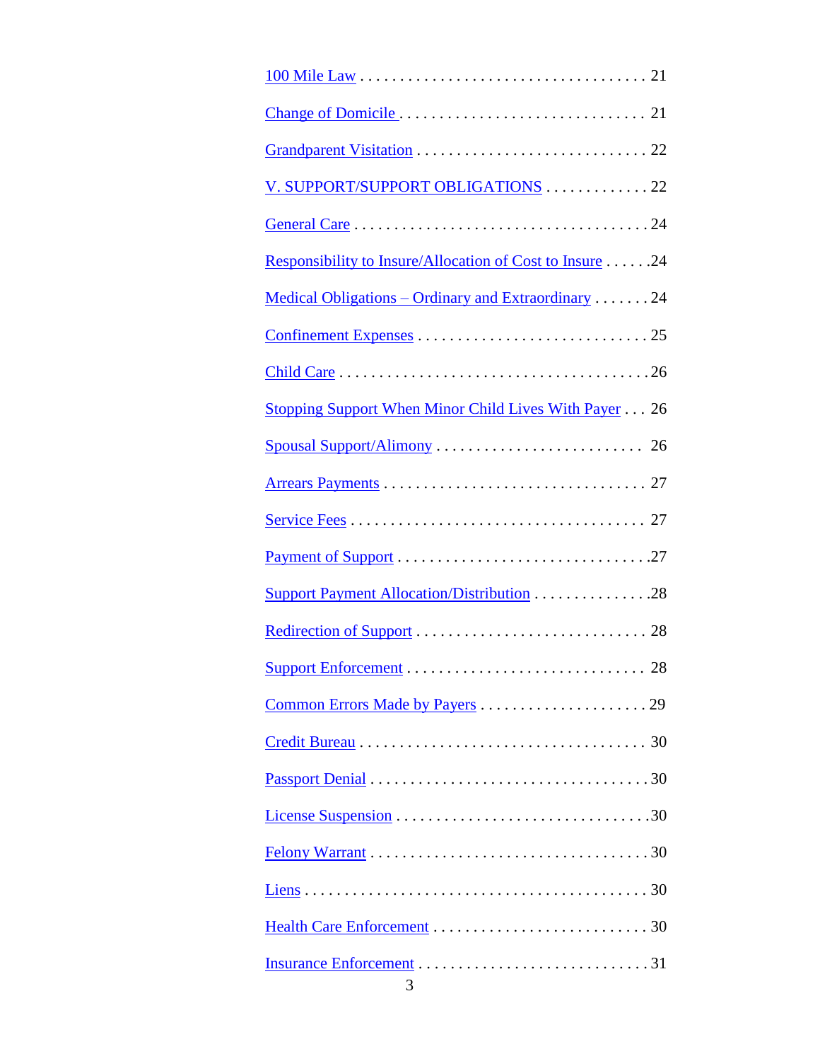100 Mile Law . . . . . . . . . . . . . . . . . . . . . . . . . . . . . . . . . . . . 21

Change of Domicile . . . . . . . . . . . . . . . . . . . . . . . . . . . . . . . 21

Grandparent Visitation . . . . . . . . . . . . . . . . . . . . . . . . . . . . . 22

V. SUPPORT/SUPPORT OBLIGATIONS . . . . . . . . . . . . . 22

General Care . . . . . . . . . . . . . . . . . . . . . . . . . . . . . . . . . . . . . 24

Responsibility to Insure/Allocation of Cost to Insure . . . . . .24

Medical Obligations – Ordinary and Extraordinary . . . . . . . 24

Confinement Expenses . . . . . . . . . . . . . . . . . . . . . . . . . . . . . 25

Child Care . . . . . . . . . . . . . . . . . . . . . . . . . . . . . . . . . . . . . . .26

Stopping Support When Minor Child Lives With Payer . . . 26

Spousal Support/Alimony . . . . . . . . . . . . . . . . . . . . . . . . . . 26

Arrears Payments . . . . . . . . . . . . . . . . . . . . . . . . . . . . . . . . . 27

Service Fees . . . . . . . . . . . . . . . . . . . . . . . . . . . . . . . . . . . . . 27

Payment of Support . . . . . . . . . . . . . . . . . . . . . . . . . . . . . . . .27

Support Payment Allocation/Distribution . . . . . . . . . . . . . . .28

Redirection of Support . . . . . . . . . . . . . . . . . . . . . . . . . . . . . 28

Support Enforcement . . . . . . . . . . . . . . . . . . . . . . . . . . . . . . 28

Common Errors Made by Payers . . . . . . . . . . . . . . . . . . . . . 29

Credit Bureau . . . . . . . . . . . . . . . . . . . . . . . . . . . . . . . . . . . . 30

Passport Denial . . . . . . . . . . . . . . . . . . . . . . . . . . . . . . . . . . .30

License Suspension . . . . . . . . . . . . . . . . . . . . . . . . . . . . . . . .30

Felony Warrant . . . . . . . . . . . . . . . . . . . . . . . . . . . . . . . . . . .30

Liens . . . . . . . . . . . . . . . . . . . . . . . . . . . . . . . . . . . . . . . . . . . 30

Health Care Enforcement . . . . . . . . . . . . . . . . . . . . . . . . . . . 30

Insurance Enforcement . . . . . . . . . . . . . . . . . . . . . . . . . . . . . 31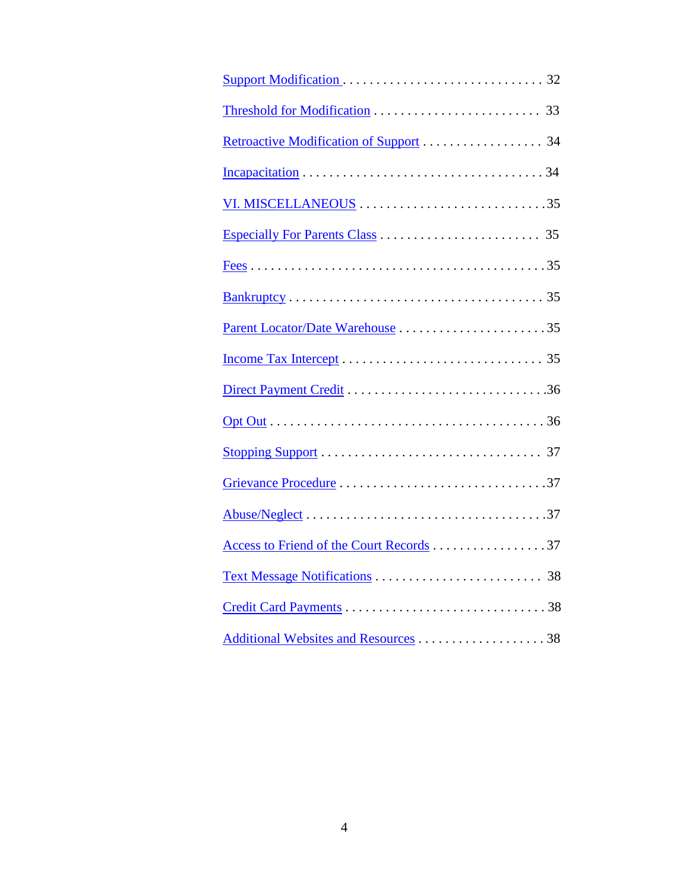Support Modification . . . . . . . . . . . . . . . . . . . . . . . . . . . . . . 32

Threshold for Modification . . . . . . . . . . . . . . . . . . . . . . . . . 33

Retroactive Modification of Support . . . . . . . . . . . . . . . . . . 34

Incapacitation . . . . . . . . . . . . . . . . . . . . . . . . . . . . . . . . . . . 34

VI. MISCELLANEOUS . . . . . . . . . . . . . . . . . . . . . . . . . . . .35

Especially For Parents Class . . . . . . . . . . . . . . . . . . . . . . . . 35

Fees . . . . . . . . . . . . . . . . . . . . . . . . . . . . . . . . . . . . . . . . . . .35

Bankruptcy . . . . . . . . . . . . . . . . . . . . . . . . . . . . . . . . . . . . 35

Parent Locator/Date Warehouse . . . . . . . . . . . . . . . . . . . . . .35

Income Tax Intercept . . . . . . . . . . . . . . . . . . . . . . . . . . . . . 35

Direct Payment Credit . . . . . . . . . . . . . . . . . . . . . . . . . . . . .36

Opt Out . . . . . . . . . . . . . . . . . . . . . . . . . . . . . . . . . . . . . . . 36

Stopping Support . . . . . . . . . . . . . . . . . . . . . . . . . . . . . . . . 37

Grievance Procedure . . . . . . . . . . . . . . . . . . . . . . . . . . . . . .37

Abuse/Neglect . . . . . . . . . . . . . . . . . . . . . . . . . . . . . . . . . . .37

Access to Friend of the Court Records . . . . . . . . . . . . . . . . .37

Text Message Notifications . . . . . . . . . . . . . . . . . . . . . . . . . 38

Credit Card Payments . . . . . . . . . . . . . . . . . . . . . . . . . . . . . . 38

Additional Websites and Resources . . . . . . . . . . . . . . . . . . . 38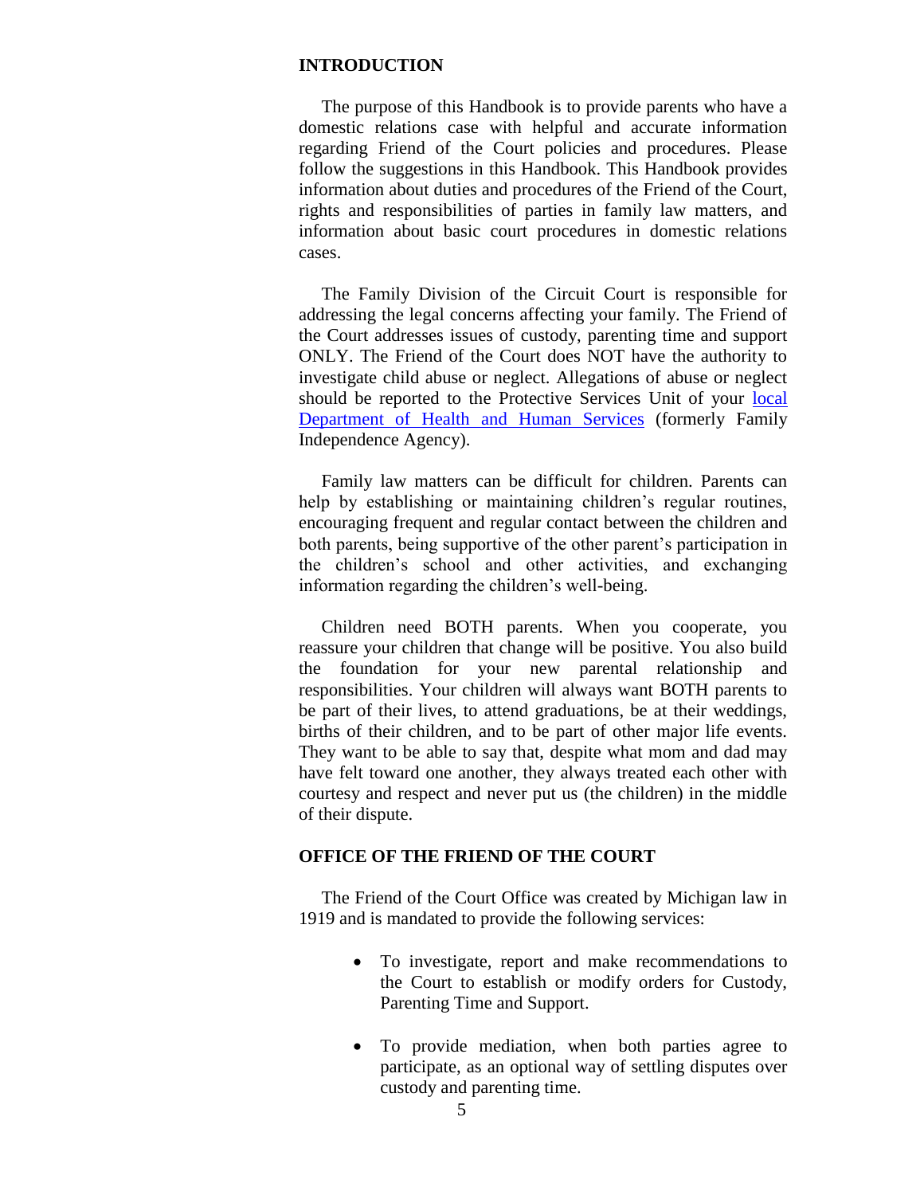## INTRODUCTION

The purpose of this Handbook is to provide parents who have a domestic relations case with helpful and accurate information regarding Friend of the Court policies and procedures. Please follow the suggestions in this Handbook. This Handbook provides information about duties and procedures of the Friend of the Court, rights and responsibilities of parties in family law matters, and information about basic court procedures in domestic relations cases.

The Family Division of the Circuit Court is responsible for addressing the legal concerns affecting your family. The Friend of the Court addresses issues of custody, parenting time and support ONLY. The Friend of the Court does NOT have the authority to investigate child abuse or neglect. Allegations of abuse or neglect should be reported to the Protective Services Unit of your local Department of Health and Human Services (formerly Family Independence Agency).

Family law matters can be difficult for children. Parents can help by establishing or maintaining children's regular routines, encouraging frequent and regular contact between the children and both parents, being supportive of the other parent's participation in the children's school and other activities, and exchanging information regarding the children's well-being.

Children need BOTH parents. When you cooperate, you reassure your children that change will be positive. You also build the foundation for your new parental relationship and responsibilities. Your children will always want BOTH parents to be part of their lives, to attend graduations, be at their weddings, births of their children, and to be part of other major life events. They want to be able to say that, despite what mom and dad may have felt toward one another, they always treated each other with courtesy and respect and never put us (the children) in the middle of their dispute.

## OFFICE OF THE FRIEND OF THE COURT

The Friend of the Court Office was created by Michigan law in 1919 and is mandated to provide the following services:

- To investigate, report and make recommendations to the Court to establish or modify orders for Custody, Parenting Time and Support.
- To provide mediation, when both parties agree to participate, as an optional way of settling disputes over custody and parenting time.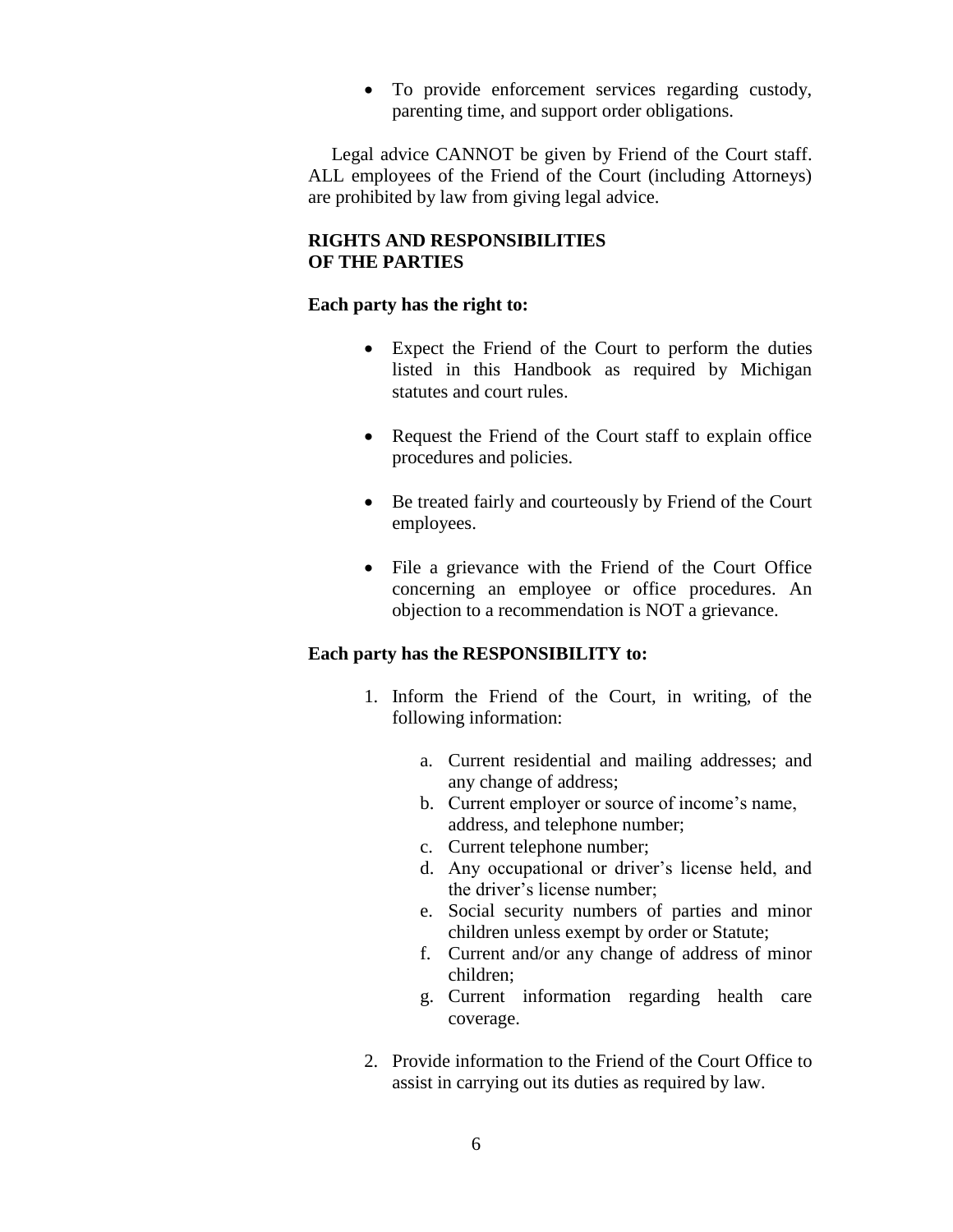- To provide enforcement services regarding custody, parenting time, and support order obligations.

Legal advice CANNOT be given by Friend of the Court staff. ALL employees of the Friend of the Court (including Attorneys) are prohibited by law from giving legal advice.

## RIGHTS AND RESPONSIBILITIES OF THE PARTIES

**Each party has the right to:**

- Expect the Friend of the Court to perform the duties listed in this Handbook as required by Michigan statutes and court rules.
- Request the Friend of the Court staff to explain office procedures and policies.
- Be treated fairly and courteously by Friend of the Court employees.
- File a grievance with the Friend of the Court Office concerning an employee or office procedures. An objection to a recommendation is NOT a grievance.

**Each party has the RESPONSIBILITY to:**

1. Inform the Friend of the Court, in writing, of the following information:
   a. Current residential and mailing addresses; and any change of address;
   b. Current employer or source of income's name, address, and telephone number;
   c. Current telephone number;
   d. Any occupational or driver's license held, and the driver's license number;
   e. Social security numbers of parties and minor children unless exempt by order or Statute;
   f. Current and/or any change of address of minor children;
   g. Current information regarding health care coverage.
2. Provide information to the Friend of the Court Office to assist in carrying out its duties as required by law.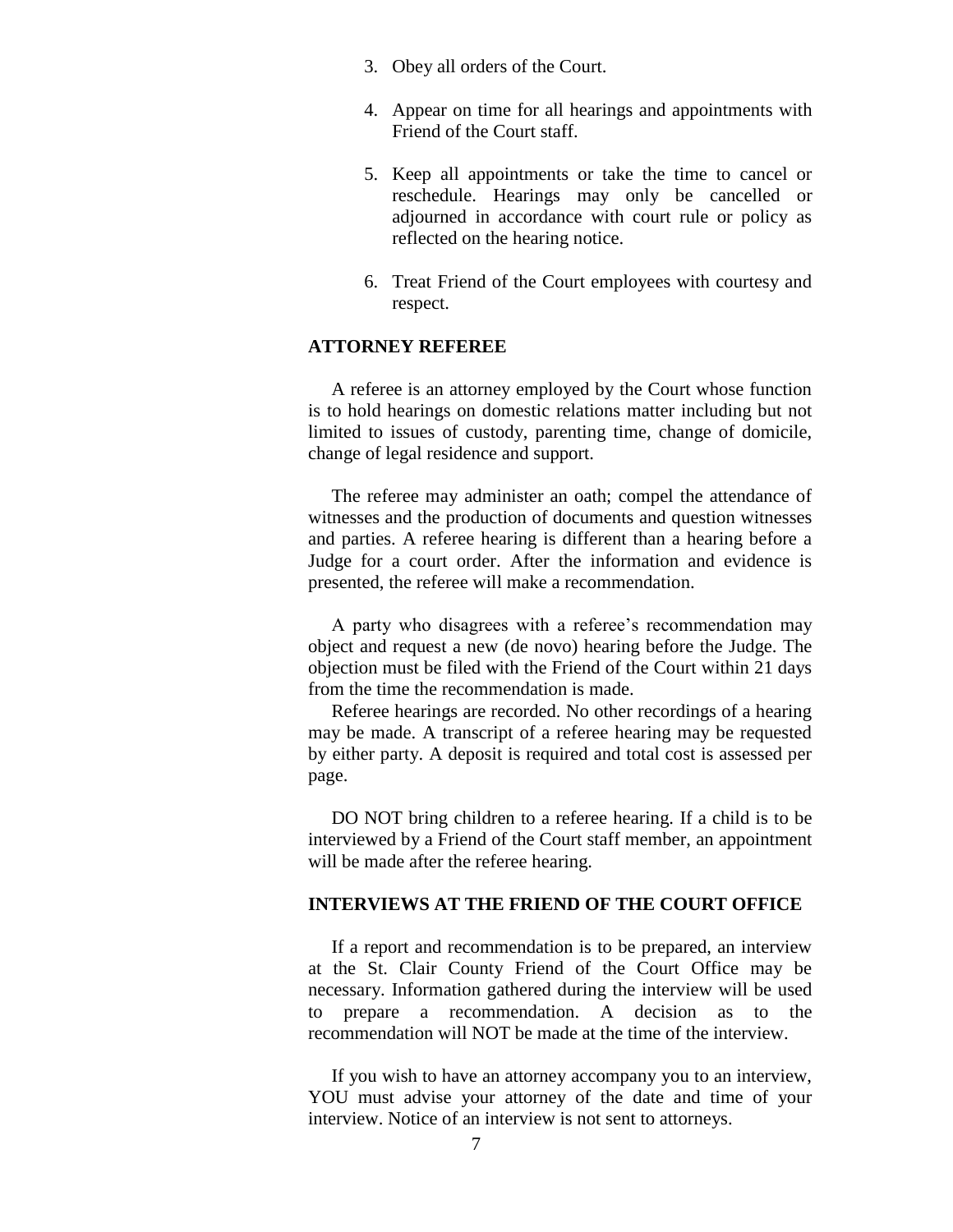3. Obey all orders of the Court.

4. Appear on time for all hearings and appointments with Friend of the Court staff.

5. Keep all appointments or take the time to cancel or reschedule. Hearings may only be cancelled or adjourned in accordance with court rule or policy as reflected on the hearing notice.

6. Treat Friend of the Court employees with courtesy and respect.

## ATTORNEY REFEREE

A referee is an attorney employed by the Court whose function is to hold hearings on domestic relations matter including but not limited to issues of custody, parenting time, change of domicile, change of legal residence and support.

The referee may administer an oath; compel the attendance of witnesses and the production of documents and question witnesses and parties. A referee hearing is different than a hearing before a Judge for a court order. After the information and evidence is presented, the referee will make a recommendation.

A party who disagrees with a referee's recommendation may object and request a new (de novo) hearing before the Judge. The objection must be filed with the Friend of the Court within 21 days from the time the recommendation is made.

Referee hearings are recorded. No other recordings of a hearing may be made. A transcript of a referee hearing may be requested by either party. A deposit is required and total cost is assessed per page.

DO NOT bring children to a referee hearing. If a child is to be interviewed by a Friend of the Court staff member, an appointment will be made after the referee hearing.

## INTERVIEWS AT THE FRIEND OF THE COURT OFFICE

If a report and recommendation is to be prepared, an interview at the St. Clair County Friend of the Court Office may be necessary. Information gathered during the interview will be used to prepare a recommendation. A decision as to the recommendation will NOT be made at the time of the interview.

If you wish to have an attorney accompany you to an interview, YOU must advise your attorney of the date and time of your interview. Notice of an interview is not sent to attorneys.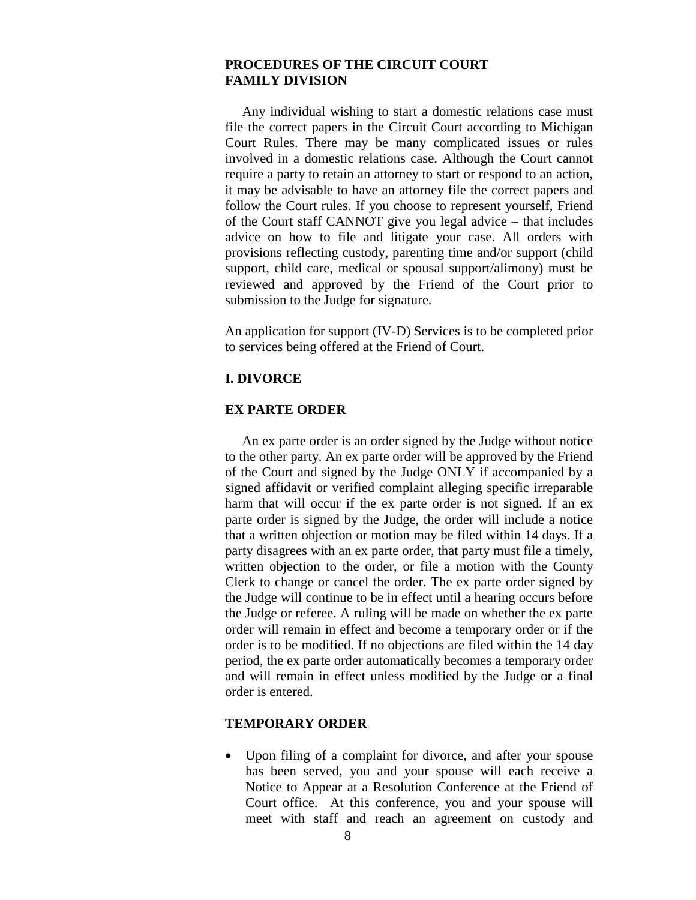## PROCEDURES OF THE CIRCUIT COURT FAMILY DIVISION

Any individual wishing to start a domestic relations case must file the correct papers in the Circuit Court according to Michigan Court Rules. There may be many complicated issues or rules involved in a domestic relations case. Although the Court cannot require a party to retain an attorney to start or respond to an action, it may be advisable to have an attorney file the correct papers and follow the Court rules. If you choose to represent yourself, Friend of the Court staff CANNOT give you legal advice – that includes advice on how to file and litigate your case. All orders with provisions reflecting custody, parenting time and/or support (child support, child care, medical or spousal support/alimony) must be reviewed and approved by the Friend of the Court prior to submission to the Judge for signature.

An application for support (IV-D) Services is to be completed prior to services being offered at the Friend of Court.

### I. DIVORCE

#### EX PARTE ORDER

An ex parte order is an order signed by the Judge without notice to the other party. An ex parte order will be approved by the Friend of the Court and signed by the Judge ONLY if accompanied by a signed affidavit or verified complaint alleging specific irreparable harm that will occur if the ex parte order is not signed. If an ex parte order is signed by the Judge, the order will include a notice that a written objection or motion may be filed within 14 days. If a party disagrees with an ex parte order, that party must file a timely, written objection to the order, or file a motion with the County Clerk to change or cancel the order. The ex parte order signed by the Judge will continue to be in effect until a hearing occurs before the Judge or referee. A ruling will be made on whether the ex parte order will remain in effect and become a temporary order or if the order is to be modified. If no objections are filed within the 14 day period, the ex parte order automatically becomes a temporary order and will remain in effect unless modified by the Judge or a final order is entered.

#### TEMPORARY ORDER

- Upon filing of a complaint for divorce, and after your spouse has been served, you and your spouse will each receive a Notice to Appear at a Resolution Conference at the Friend of Court office. At this conference, you and your spouse will meet with staff and reach an agreement on custody and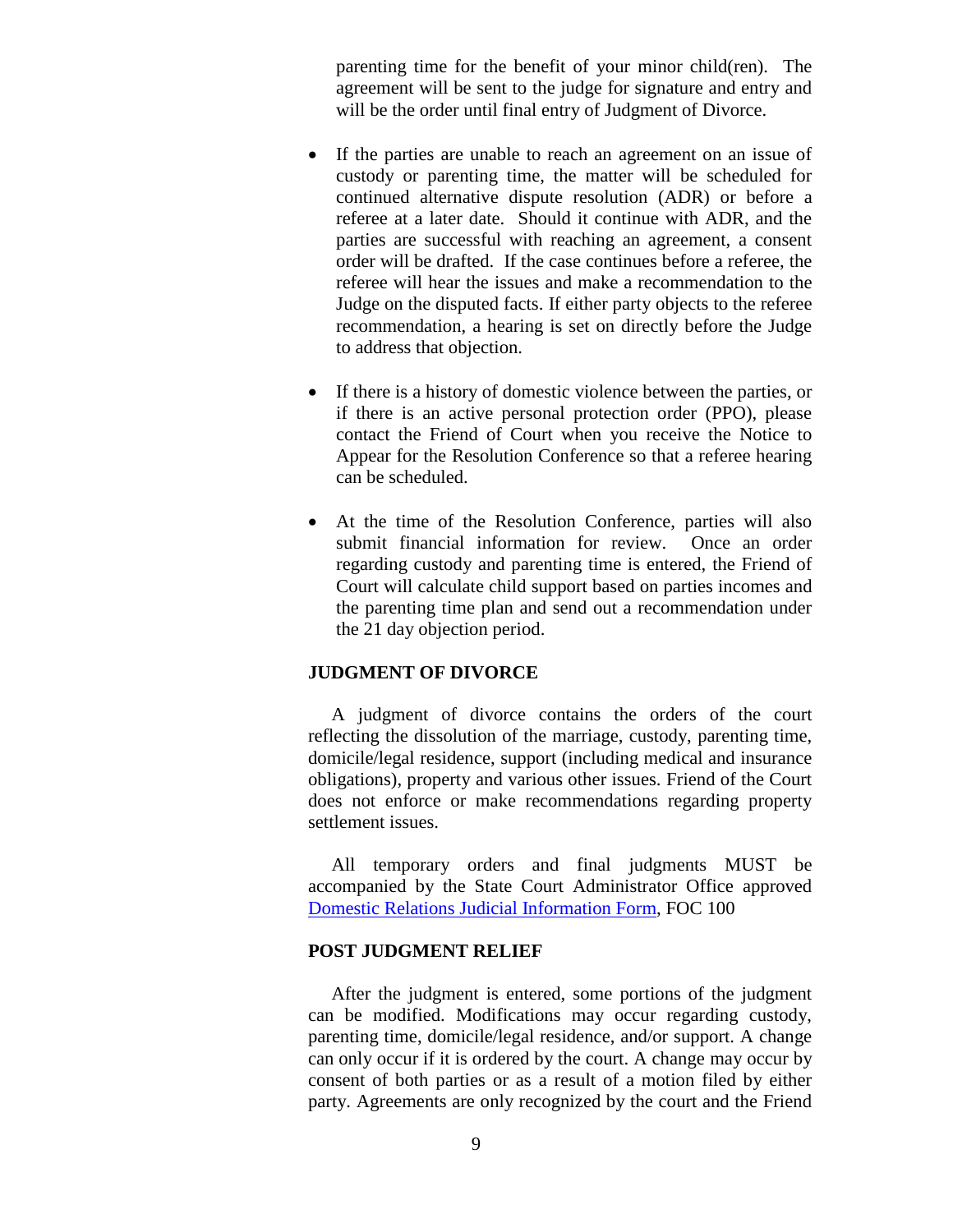parenting time for the benefit of your minor child(ren). The agreement will be sent to the judge for signature and entry and will be the order until final entry of Judgment of Divorce.

- If the parties are unable to reach an agreement on an issue of custody or parenting time, the matter will be scheduled for continued alternative dispute resolution (ADR) or before a referee at a later date. Should it continue with ADR, and the parties are successful with reaching an agreement, a consent order will be drafted. If the case continues before a referee, the referee will hear the issues and make a recommendation to the Judge on the disputed facts. If either party objects to the referee recommendation, a hearing is set on directly before the Judge to address that objection.

- If there is a history of domestic violence between the parties, or if there is an active personal protection order (PPO), please contact the Friend of Court when you receive the Notice to Appear for the Resolution Conference so that a referee hearing can be scheduled.

- At the time of the Resolution Conference, parties will also submit financial information for review. Once an order regarding custody and parenting time is entered, the Friend of Court will calculate child support based on parties incomes and the parenting time plan and send out a recommendation under the 21 day objection period.

### JUDGMENT OF DIVORCE

A judgment of divorce contains the orders of the court reflecting the dissolution of the marriage, custody, parenting time, domicile/legal residence, support (including medical and insurance obligations), property and various other issues. Friend of the Court does not enforce or make recommendations regarding property settlement issues.

All temporary orders and final judgments MUST be accompanied by the State Court Administrator Office approved Domestic Relations Judicial Information Form, FOC 100

### POST JUDGMENT RELIEF

After the judgment is entered, some portions of the judgment can be modified. Modifications may occur regarding custody, parenting time, domicile/legal residence, and/or support. A change can only occur if it is ordered by the court. A change may occur by consent of both parties or as a result of a motion filed by either party. Agreements are only recognized by the court and the Friend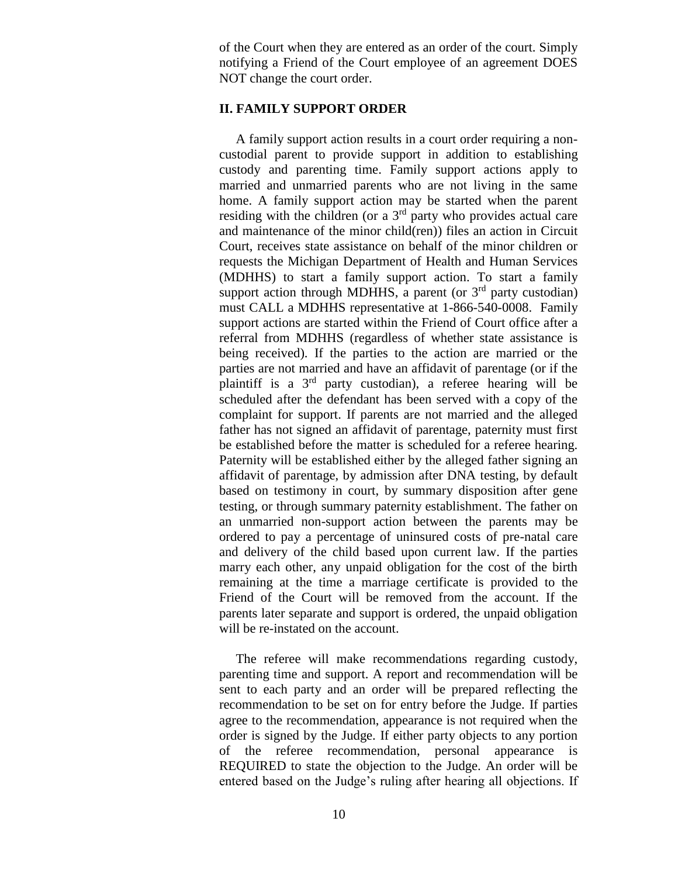of the Court when they are entered as an order of the court. Simply notifying a Friend of the Court employee of an agreement DOES NOT change the court order.

## II. FAMILY SUPPORT ORDER

A family support action results in a court order requiring a non-custodial parent to provide support in addition to establishing custody and parenting time. Family support actions apply to married and unmarried parents who are not living in the same home. A family support action may be started when the parent residing with the children (or a 3rd party who provides actual care and maintenance of the minor child(ren)) files an action in Circuit Court, receives state assistance on behalf of the minor children or requests the Michigan Department of Health and Human Services (MDHHS) to start a family support action. To start a family support action through MDHHS, a parent (or 3rd party custodian) must CALL a MDHHS representative at 1-866-540-0008. Family support actions are started within the Friend of Court office after a referral from MDHHS (regardless of whether state assistance is being received). If the parties to the action are married or the parties are not married and have an affidavit of parentage (or if the plaintiff is a 3rd party custodian), a referee hearing will be scheduled after the defendant has been served with a copy of the complaint for support. If parents are not married and the alleged father has not signed an affidavit of parentage, paternity must first be established before the matter is scheduled for a referee hearing. Paternity will be established either by the alleged father signing an affidavit of parentage, by admission after DNA testing, by default based on testimony in court, by summary disposition after gene testing, or through summary paternity establishment. The father on an unmarried non-support action between the parents may be ordered to pay a percentage of uninsured costs of pre-natal care and delivery of the child based upon current law. If the parties marry each other, any unpaid obligation for the cost of the birth remaining at the time a marriage certificate is provided to the Friend of the Court will be removed from the account. If the parents later separate and support is ordered, the unpaid obligation will be re-instated on the account.

The referee will make recommendations regarding custody, parenting time and support. A report and recommendation will be sent to each party and an order will be prepared reflecting the recommendation to be set on for entry before the Judge. If parties agree to the recommendation, appearance is not required when the order is signed by the Judge. If either party objects to any portion of the referee recommendation, personal appearance is REQUIRED to state the objection to the Judge. An order will be entered based on the Judge's ruling after hearing all objections. If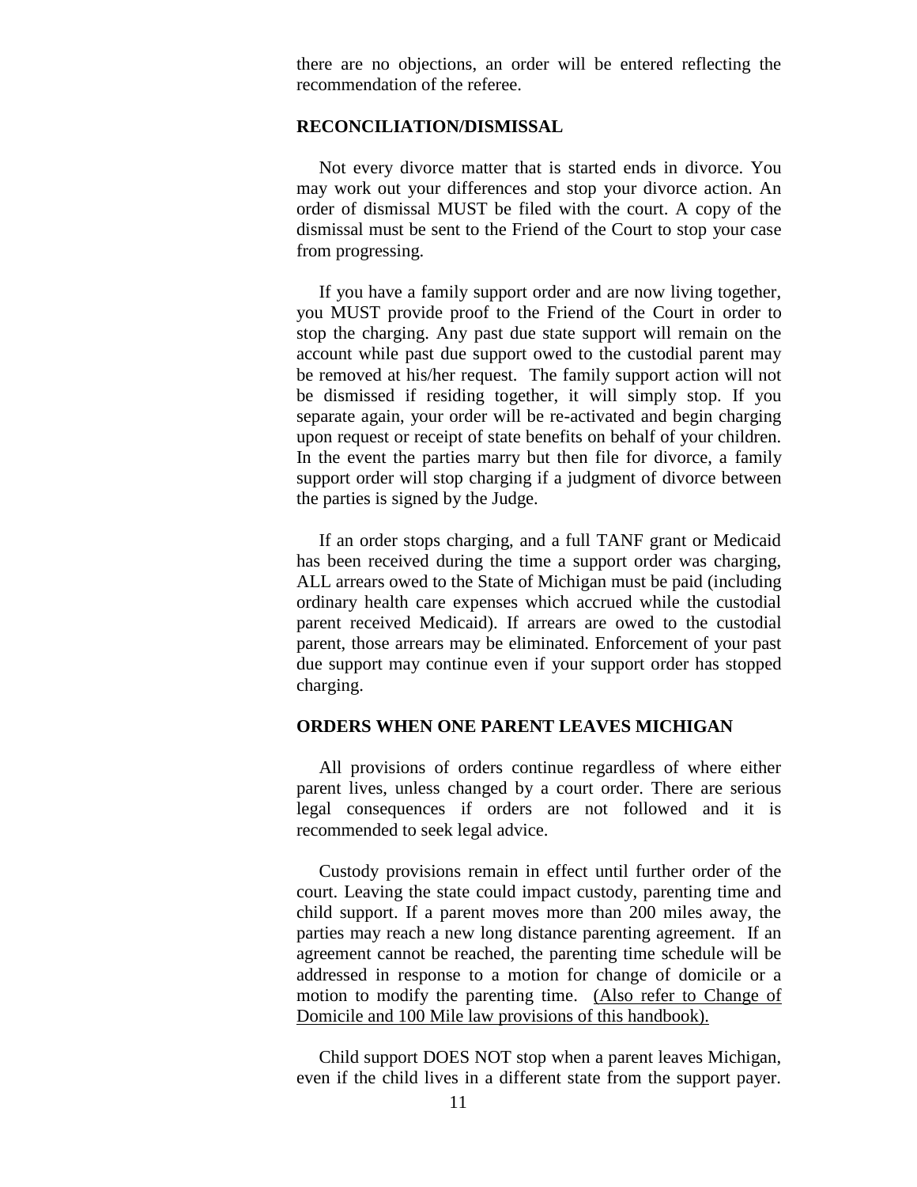there are no objections, an order will be entered reflecting the recommendation of the referee.

**RECONCILIATION/DISMISSAL**

Not every divorce matter that is started ends in divorce. You may work out your differences and stop your divorce action. An order of dismissal MUST be filed with the court. A copy of the dismissal must be sent to the Friend of the Court to stop your case from progressing.

If you have a family support order and are now living together, you MUST provide proof to the Friend of the Court in order to stop the charging. Any past due state support will remain on the account while past due support owed to the custodial parent may be removed at his/her request. The family support action will not be dismissed if residing together, it will simply stop. If you separate again, your order will be re-activated and begin charging upon request or receipt of state benefits on behalf of your children. In the event the parties marry but then file for divorce, a family support order will stop charging if a judgment of divorce between the parties is signed by the Judge.

If an order stops charging, and a full TANF grant or Medicaid has been received during the time a support order was charging, ALL arrears owed to the State of Michigan must be paid (including ordinary health care expenses which accrued while the custodial parent received Medicaid). If arrears are owed to the custodial parent, those arrears may be eliminated. Enforcement of your past due support may continue even if your support order has stopped charging.

**ORDERS WHEN ONE PARENT LEAVES MICHIGAN**

All provisions of orders continue regardless of where either parent lives, unless changed by a court order. There are serious legal consequences if orders are not followed and it is recommended to seek legal advice.

Custody provisions remain in effect until further order of the court. Leaving the state could impact custody, parenting time and child support. If a parent moves more than 200 miles away, the parties may reach a new long distance parenting agreement. If an agreement cannot be reached, the parenting time schedule will be addressed in response to a motion for change of domicile or a motion to modify the parenting time. <u>(Also refer to Change of Domicile and 100 Mile law provisions of this handbook).</u>

Child support DOES NOT stop when a parent leaves Michigan, even if the child lives in a different state from the support payer.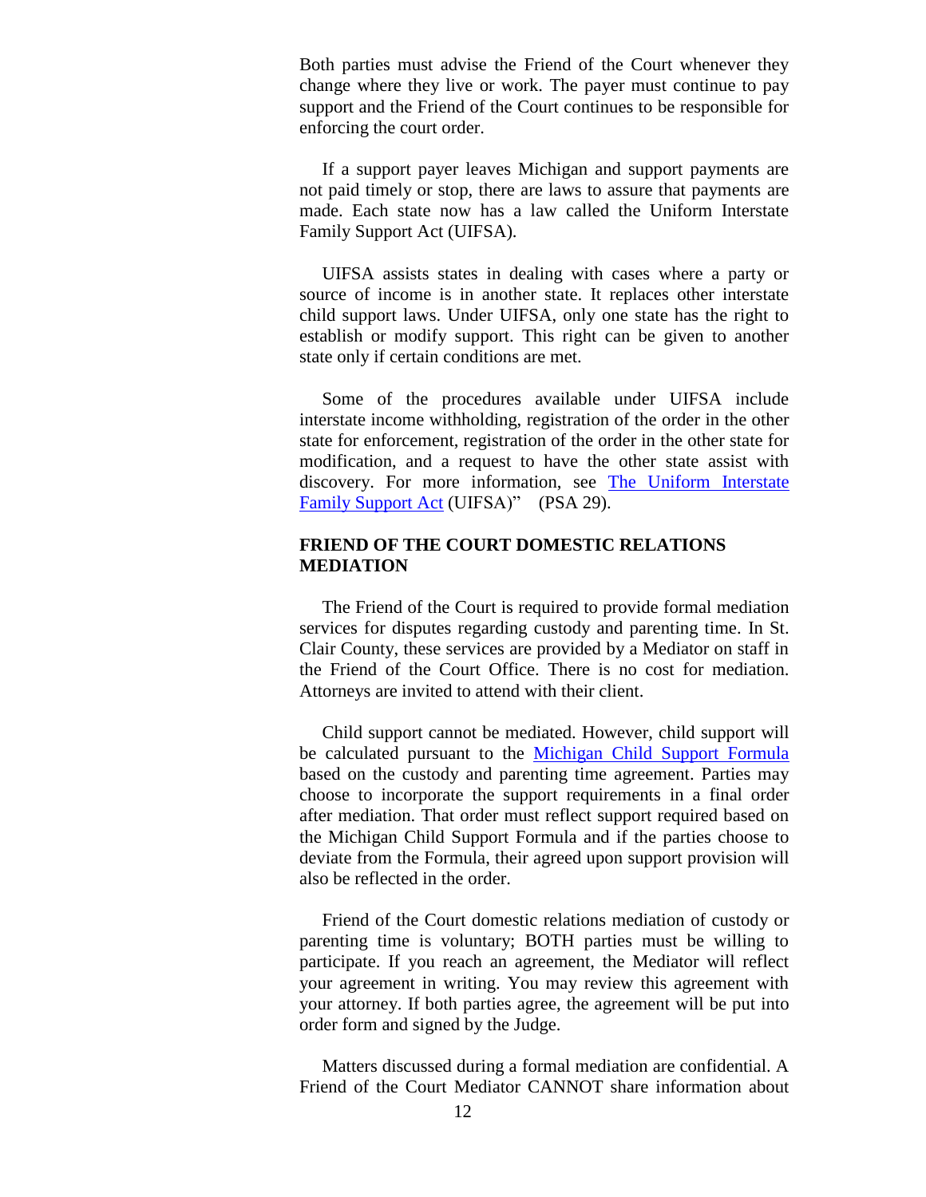Both parties must advise the Friend of the Court whenever they change where they live or work. The payer must continue to pay support and the Friend of the Court continues to be responsible for enforcing the court order.

If a support payer leaves Michigan and support payments are not paid timely or stop, there are laws to assure that payments are made. Each state now has a law called the Uniform Interstate Family Support Act (UIFSA).

UIFSA assists states in dealing with cases where a party or source of income is in another state. It replaces other interstate child support laws. Under UIFSA, only one state has the right to establish or modify support. This right can be given to another state only if certain conditions are met.

Some of the procedures available under UIFSA include interstate income withholding, registration of the order in the other state for enforcement, registration of the order in the other state for modification, and a request to have the other state assist with discovery. For more information, see The Uniform Interstate Family Support Act (UIFSA)" (PSA 29).

## FRIEND OF THE COURT DOMESTIC RELATIONS MEDIATION

The Friend of the Court is required to provide formal mediation services for disputes regarding custody and parenting time. In St. Clair County, these services are provided by a Mediator on staff in the Friend of the Court Office. There is no cost for mediation. Attorneys are invited to attend with their client.

Child support cannot be mediated. However, child support will be calculated pursuant to the Michigan Child Support Formula based on the custody and parenting time agreement. Parties may choose to incorporate the support requirements in a final order after mediation. That order must reflect support required based on the Michigan Child Support Formula and if the parties choose to deviate from the Formula, their agreed upon support provision will also be reflected in the order.

Friend of the Court domestic relations mediation of custody or parenting time is voluntary; BOTH parties must be willing to participate. If you reach an agreement, the Mediator will reflect your agreement in writing. You may review this agreement with your attorney. If both parties agree, the agreement will be put into order form and signed by the Judge.

Matters discussed during a formal mediation are confidential. A Friend of the Court Mediator CANNOT share information about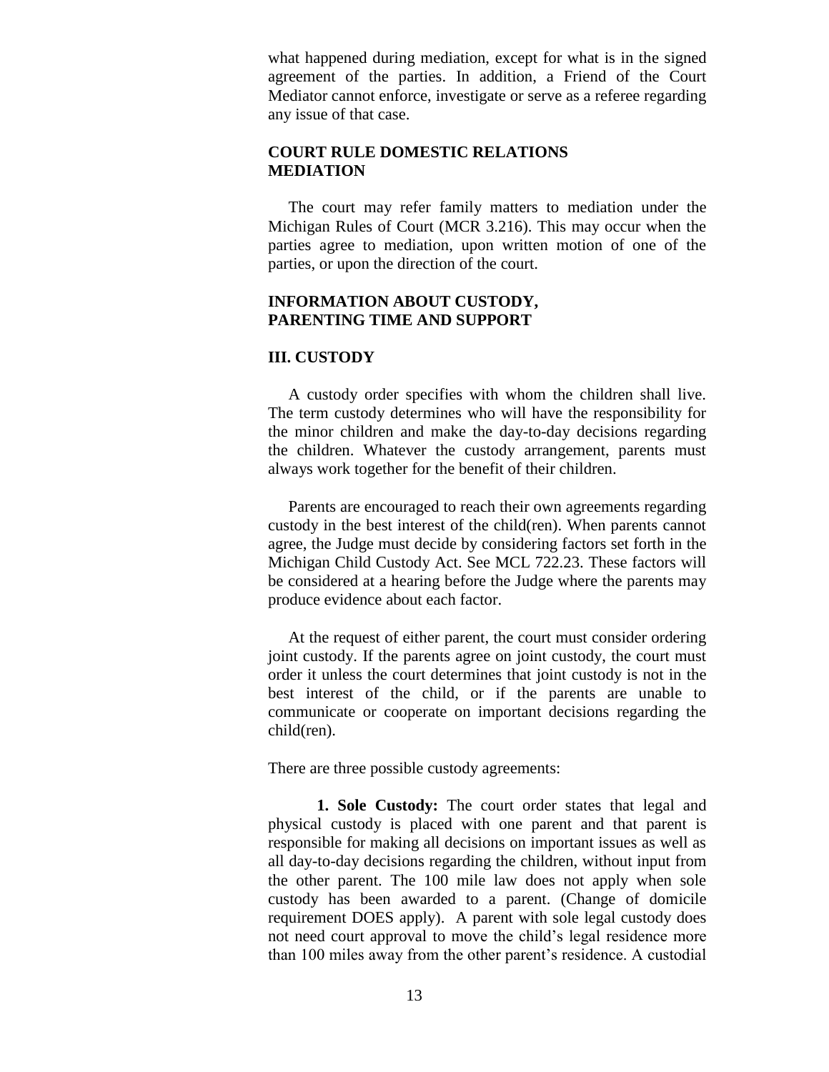what happened during mediation, except for what is in the signed agreement of the parties. In addition, a Friend of the Court Mediator cannot enforce, investigate or serve as a referee regarding any issue of that case.

## COURT RULE DOMESTIC RELATIONS MEDIATION

The court may refer family matters to mediation under the Michigan Rules of Court (MCR 3.216). This may occur when the parties agree to mediation, upon written motion of one of the parties, or upon the direction of the court.

## INFORMATION ABOUT CUSTODY, PARENTING TIME AND SUPPORT

## III. CUSTODY

A custody order specifies with whom the children shall live. The term custody determines who will have the responsibility for the minor children and make the day-to-day decisions regarding the children. Whatever the custody arrangement, parents must always work together for the benefit of their children.

Parents are encouraged to reach their own agreements regarding custody in the best interest of the child(ren). When parents cannot agree, the Judge must decide by considering factors set forth in the Michigan Child Custody Act. See MCL 722.23. These factors will be considered at a hearing before the Judge where the parents may produce evidence about each factor.

At the request of either parent, the court must consider ordering joint custody. If the parents agree on joint custody, the court must order it unless the court determines that joint custody is not in the best interest of the child, or if the parents are unable to communicate or cooperate on important decisions regarding the child(ren).

There are three possible custody agreements:

**1. Sole Custody:** The court order states that legal and physical custody is placed with one parent and that parent is responsible for making all decisions on important issues as well as all day-to-day decisions regarding the children, without input from the other parent. The 100 mile law does not apply when sole custody has been awarded to a parent. (Change of domicile requirement DOES apply). A parent with sole legal custody does not need court approval to move the child's legal residence more than 100 miles away from the other parent's residence. A custodial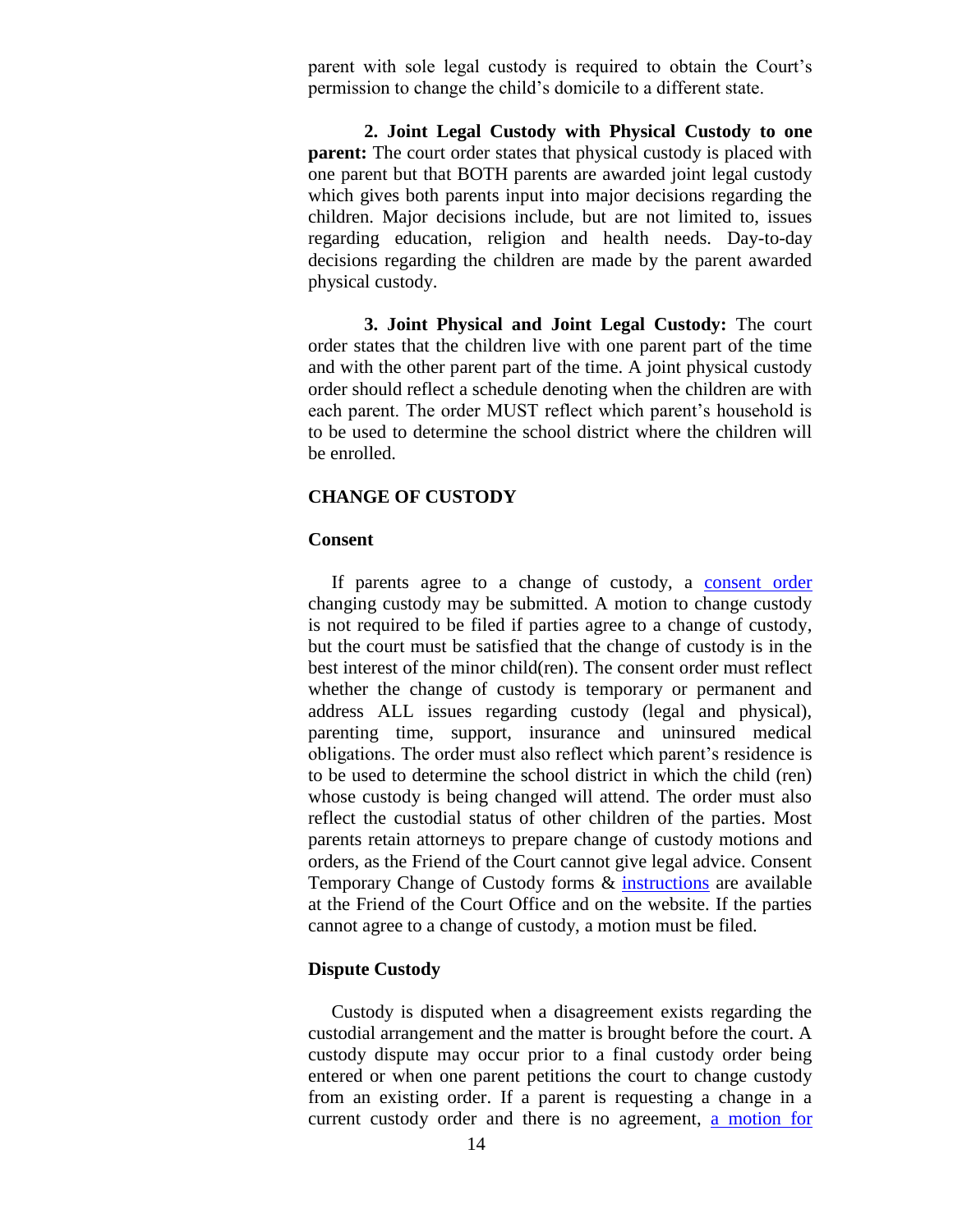parent with sole legal custody is required to obtain the Court's permission to change the child's domicile to a different state.

**2. Joint Legal Custody with Physical Custody to one parent:** The court order states that physical custody is placed with one parent but that BOTH parents are awarded joint legal custody which gives both parents input into major decisions regarding the children. Major decisions include, but are not limited to, issues regarding education, religion and health needs. Day-to-day decisions regarding the children are made by the parent awarded physical custody.

**3. Joint Physical and Joint Legal Custody:** The court order states that the children live with one parent part of the time and with the other parent part of the time. A joint physical custody order should reflect a schedule denoting when the children are with each parent. The order MUST reflect which parent's household is to be used to determine the school district where the children will be enrolled.

## CHANGE OF CUSTODY

### Consent

If parents agree to a change of custody, a consent order changing custody may be submitted. A motion to change custody is not required to be filed if parties agree to a change of custody, but the court must be satisfied that the change of custody is in the best interest of the minor child(ren). The consent order must reflect whether the change of custody is temporary or permanent and address ALL issues regarding custody (legal and physical), parenting time, support, insurance and uninsured medical obligations. The order must also reflect which parent's residence is to be used to determine the school district in which the child (ren) whose custody is being changed will attend. The order must also reflect the custodial status of other children of the parties. Most parents retain attorneys to prepare change of custody motions and orders, as the Friend of the Court cannot give legal advice. Consent Temporary Change of Custody forms & instructions are available at the Friend of the Court Office and on the website. If the parties cannot agree to a change of custody, a motion must be filed.

### Dispute Custody

Custody is disputed when a disagreement exists regarding the custodial arrangement and the matter is brought before the court. A custody dispute may occur prior to a final custody order being entered or when one parent petitions the court to change custody from an existing order. If a parent is requesting a change in a current custody order and there is no agreement, a motion for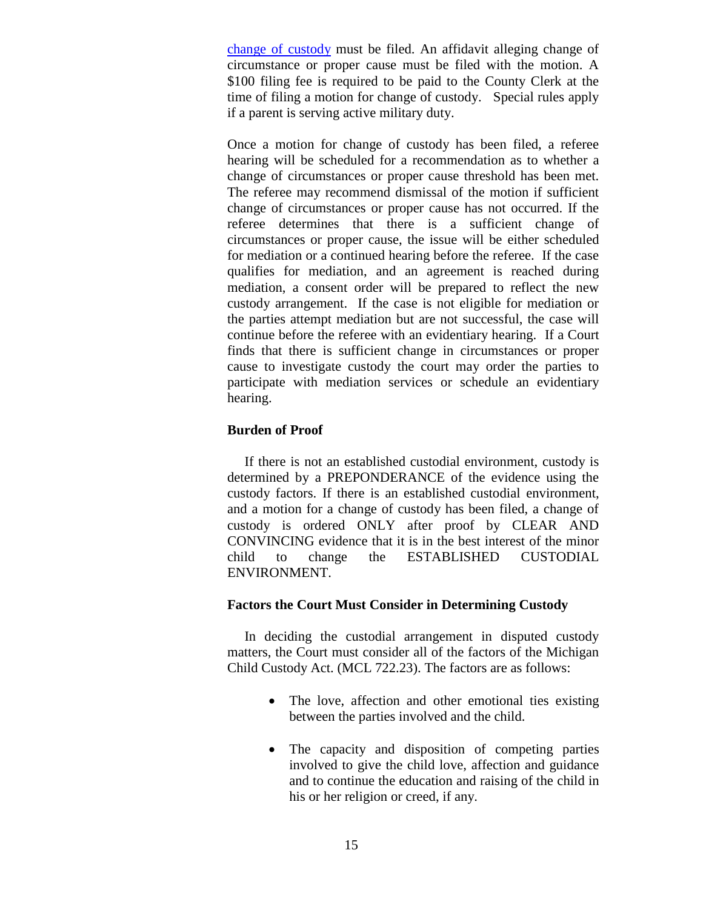[change of custody](#) must be filed. An affidavit alleging change of circumstance or proper cause must be filed with the motion. A $100 filing fee is required to be paid to the County Clerk at the time of filing a motion for change of custody. Special rules apply if a parent is serving active military duty.

Once a motion for change of custody has been filed, a referee hearing will be scheduled for a recommendation as to whether a change of circumstances or proper cause threshold has been met. The referee may recommend dismissal of the motion if sufficient change of circumstances or proper cause has not occurred. If the referee determines that there is a sufficient change of circumstances or proper cause, the issue will be either scheduled for mediation or a continued hearing before the referee. If the case qualifies for mediation, and an agreement is reached during mediation, a consent order will be prepared to reflect the new custody arrangement. If the case is not eligible for mediation or the parties attempt mediation but are not successful, the case will continue before the referee with an evidentiary hearing. If a Court finds that there is sufficient change in circumstances or proper cause to investigate custody the court may order the parties to participate with mediation services or schedule an evidentiary hearing.

**Burden of Proof**

If there is not an established custodial environment, custody is determined by a PREPONDERANCE of the evidence using the custody factors. If there is an established custodial environment, and a motion for a change of custody has been filed, a change of custody is ordered ONLY after proof by CLEAR AND CONVINCING evidence that it is in the best interest of the minor child to change the ESTABLISHED CUSTODIAL ENVIRONMENT.

**Factors the Court Must Consider in Determining Custody**

In deciding the custodial arrangement in disputed custody matters, the Court must consider all of the factors of the Michigan Child Custody Act. (MCL 722.23). The factors are as follows:

- The love, affection and other emotional ties existing between the parties involved and the child.
- The capacity and disposition of competing parties involved to give the child love, affection and guidance and to continue the education and raising of the child in his or her religion or creed, if any.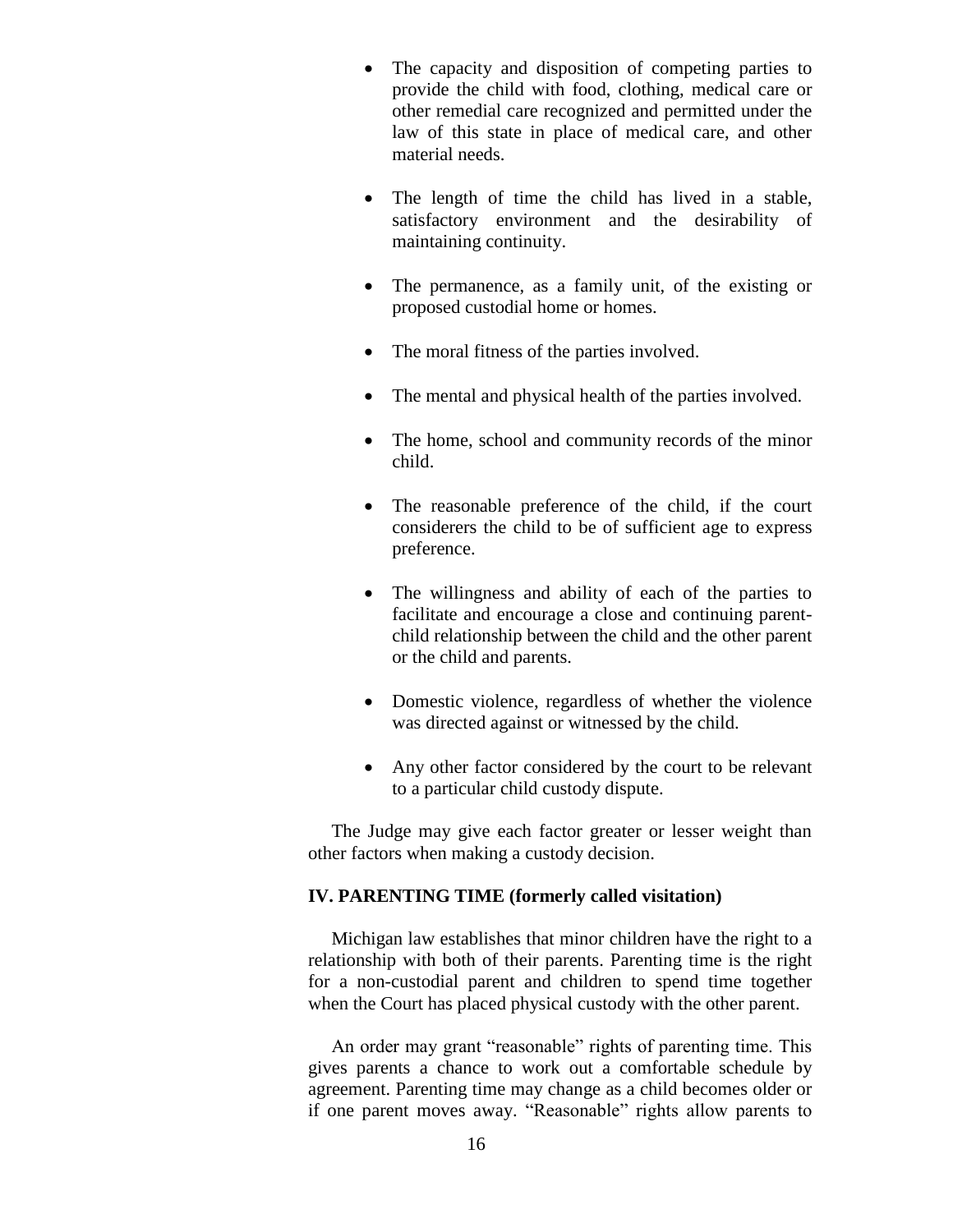- The capacity and disposition of competing parties to provide the child with food, clothing, medical care or other remedial care recognized and permitted under the law of this state in place of medical care, and other material needs.

- The length of time the child has lived in a stable, satisfactory environment and the desirability of maintaining continuity.

- The permanence, as a family unit, of the existing or proposed custodial home or homes.

- The moral fitness of the parties involved.

- The mental and physical health of the parties involved.

- The home, school and community records of the minor child.

- The reasonable preference of the child, if the court considerers the child to be of sufficient age to express preference.

- The willingness and ability of each of the parties to facilitate and encourage a close and continuing parent-child relationship between the child and the other parent or the child and parents.

- Domestic violence, regardless of whether the violence was directed against or witnessed by the child.

- Any other factor considered by the court to be relevant to a particular child custody dispute.

The Judge may give each factor greater or lesser weight than other factors when making a custody decision.

### IV. PARENTING TIME (formerly called visitation)

Michigan law establishes that minor children have the right to a relationship with both of their parents. Parenting time is the right for a non-custodial parent and children to spend time together when the Court has placed physical custody with the other parent.

An order may grant "reasonable" rights of parenting time. This gives parents a chance to work out a comfortable schedule by agreement. Parenting time may change as a child becomes older or if one parent moves away. "Reasonable" rights allow parents to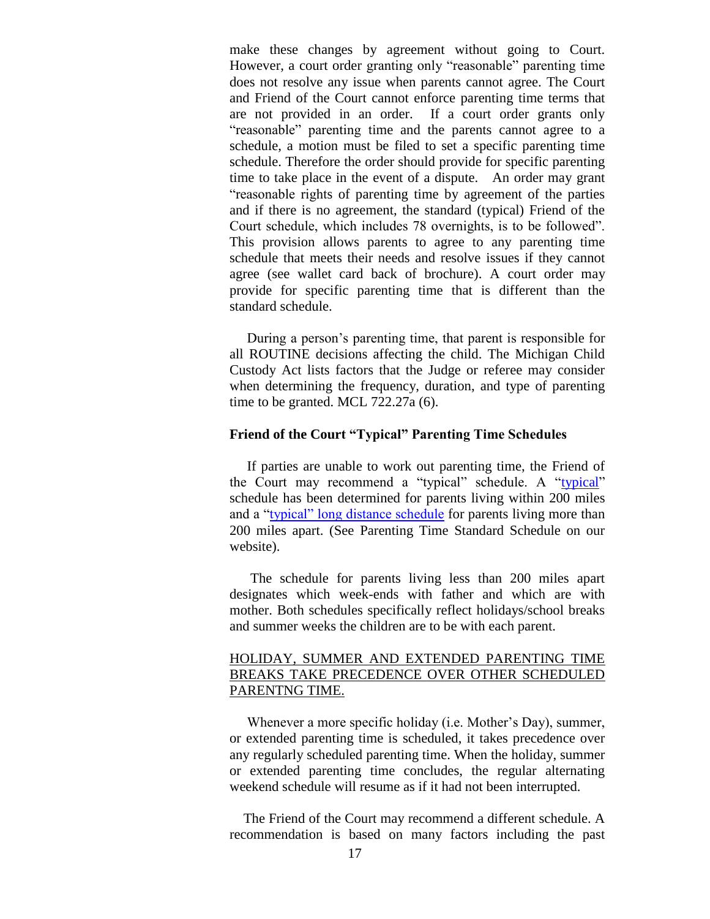make these changes by agreement without going to Court. However, a court order granting only "reasonable" parenting time does not resolve any issue when parents cannot agree. The Court and Friend of the Court cannot enforce parenting time terms that are not provided in an order. If a court order grants only "reasonable" parenting time and the parents cannot agree to a schedule, a motion must be filed to set a specific parenting time schedule. Therefore the order should provide for specific parenting time to take place in the event of a dispute. An order may grant "reasonable rights of parenting time by agreement of the parties and if there is no agreement, the standard (typical) Friend of the Court schedule, which includes 78 overnights, is to be followed". This provision allows parents to agree to any parenting time schedule that meets their needs and resolve issues if they cannot agree (see wallet card back of brochure). A court order may provide for specific parenting time that is different than the standard schedule.

During a person's parenting time, that parent is responsible for all ROUTINE decisions affecting the child. The Michigan Child Custody Act lists factors that the Judge or referee may consider when determining the frequency, duration, and type of parenting time to be granted. MCL 722.27a (6).

### Friend of the Court "Typical" Parenting Time Schedules

If parties are unable to work out parenting time, the Friend of the Court may recommend a "typical" schedule. A "typical" schedule has been determined for parents living within 200 miles and a "typical" long distance schedule for parents living more than 200 miles apart. (See Parenting Time Standard Schedule on our website).

The schedule for parents living less than 200 miles apart designates which week-ends with father and which are with mother. Both schedules specifically reflect holidays/school breaks and summer weeks the children are to be with each parent.

<u>HOLIDAY, SUMMER AND EXTENDED PARENTING TIME BREAKS TAKE PRECEDENCE OVER OTHER SCHEDULED PARENTNG TIME.</u>

Whenever a more specific holiday (i.e. Mother's Day), summer, or extended parenting time is scheduled, it takes precedence over any regularly scheduled parenting time. When the holiday, summer or extended parenting time concludes, the regular alternating weekend schedule will resume as if it had not been interrupted.

The Friend of the Court may recommend a different schedule. A recommendation is based on many factors including the past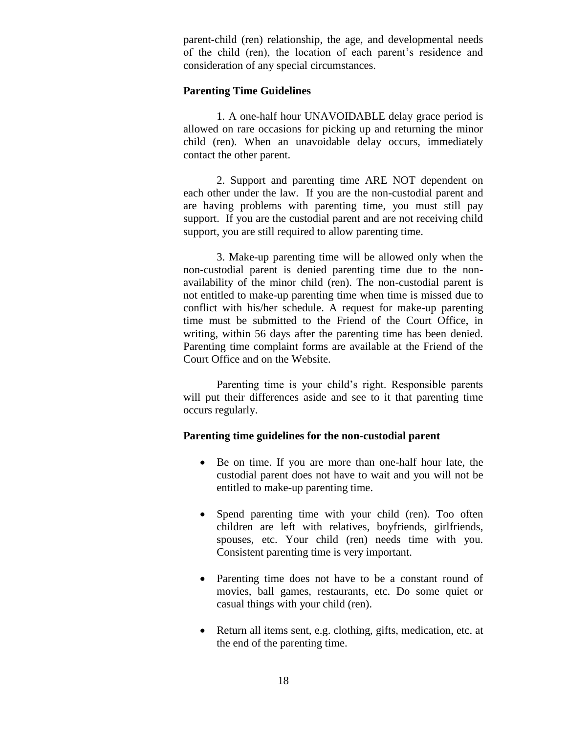parent-child (ren) relationship, the age, and developmental needs of the child (ren), the location of each parent's residence and consideration of any special circumstances.

**Parenting Time Guidelines**

1. A one-half hour UNAVOIDABLE delay grace period is allowed on rare occasions for picking up and returning the minor child (ren). When an unavoidable delay occurs, immediately contact the other parent.

2. Support and parenting time ARE NOT dependent on each other under the law. If you are the non-custodial parent and are having problems with parenting time, you must still pay support. If you are the custodial parent and are not receiving child support, you are still required to allow parenting time.

3. Make-up parenting time will be allowed only when the non-custodial parent is denied parenting time due to the non-availability of the minor child (ren). The non-custodial parent is not entitled to make-up parenting time when time is missed due to conflict with his/her schedule. A request for make-up parenting time must be submitted to the Friend of the Court Office, in writing, within 56 days after the parenting time has been denied. Parenting time complaint forms are available at the Friend of the Court Office and on the Website.

Parenting time is your child's right. Responsible parents will put their differences aside and see to it that parenting time occurs regularly.

**Parenting time guidelines for the non-custodial parent**

- Be on time. If you are more than one-half hour late, the custodial parent does not have to wait and you will not be entitled to make-up parenting time.

- Spend parenting time with your child (ren). Too often children are left with relatives, boyfriends, girlfriends, spouses, etc. Your child (ren) needs time with you. Consistent parenting time is very important.

- Parenting time does not have to be a constant round of movies, ball games, restaurants, etc. Do some quiet or casual things with your child (ren).

- Return all items sent, e.g. clothing, gifts, medication, etc. at the end of the parenting time.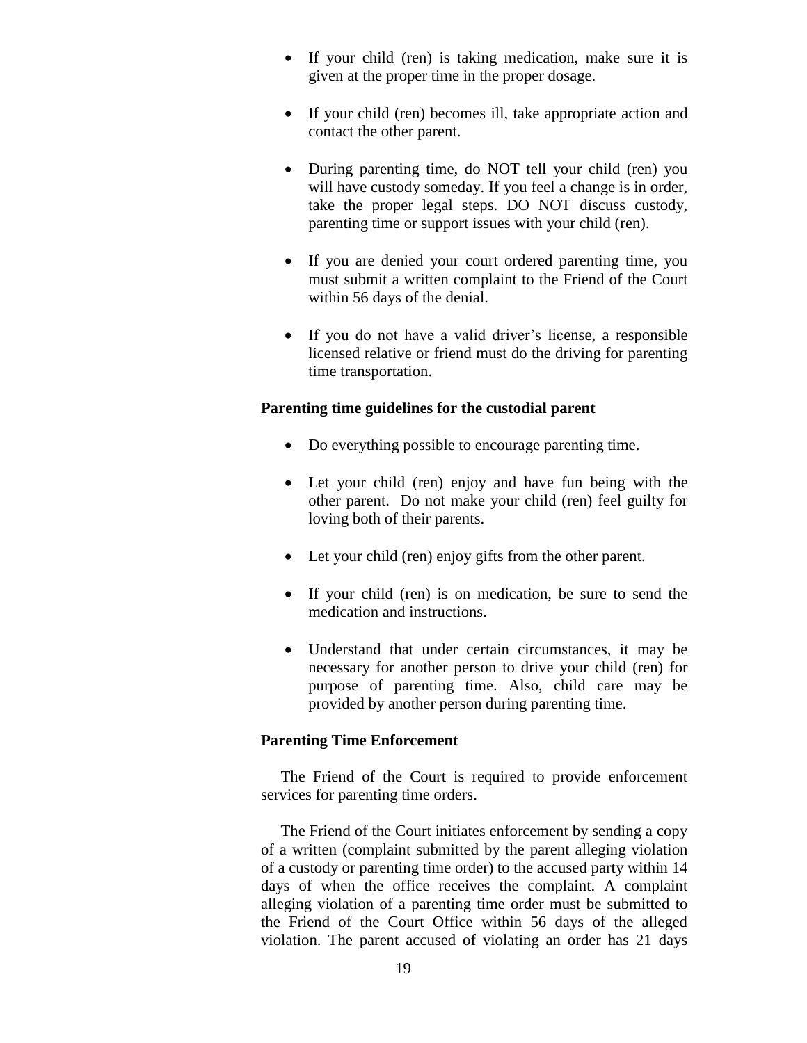- If your child (ren) is taking medication, make sure it is given at the proper time in the proper dosage.

- If your child (ren) becomes ill, take appropriate action and contact the other parent.

- During parenting time, do NOT tell your child (ren) you will have custody someday. If you feel a change is in order, take the proper legal steps. DO NOT discuss custody, parenting time or support issues with your child (ren).

- If you are denied your court ordered parenting time, you must submit a written complaint to the Friend of the Court within 56 days of the denial.

- If you do not have a valid driver's license, a responsible licensed relative or friend must do the driving for parenting time transportation.

**Parenting time guidelines for the custodial parent**

- Do everything possible to encourage parenting time.

- Let your child (ren) enjoy and have fun being with the other parent. Do not make your child (ren) feel guilty for loving both of their parents.

- Let your child (ren) enjoy gifts from the other parent.

- If your child (ren) is on medication, be sure to send the medication and instructions.

- Understand that under certain circumstances, it may be necessary for another person to drive your child (ren) for purpose of parenting time. Also, child care may be provided by another person during parenting time.

**Parenting Time Enforcement**

The Friend of the Court is required to provide enforcement services for parenting time orders.

The Friend of the Court initiates enforcement by sending a copy of a written (complaint submitted by the parent alleging violation of a custody or parenting time order) to the accused party within 14 days of when the office receives the complaint. A complaint alleging violation of a parenting time order must be submitted to the Friend of the Court Office within 56 days of the alleged violation. The parent accused of violating an order has 21 days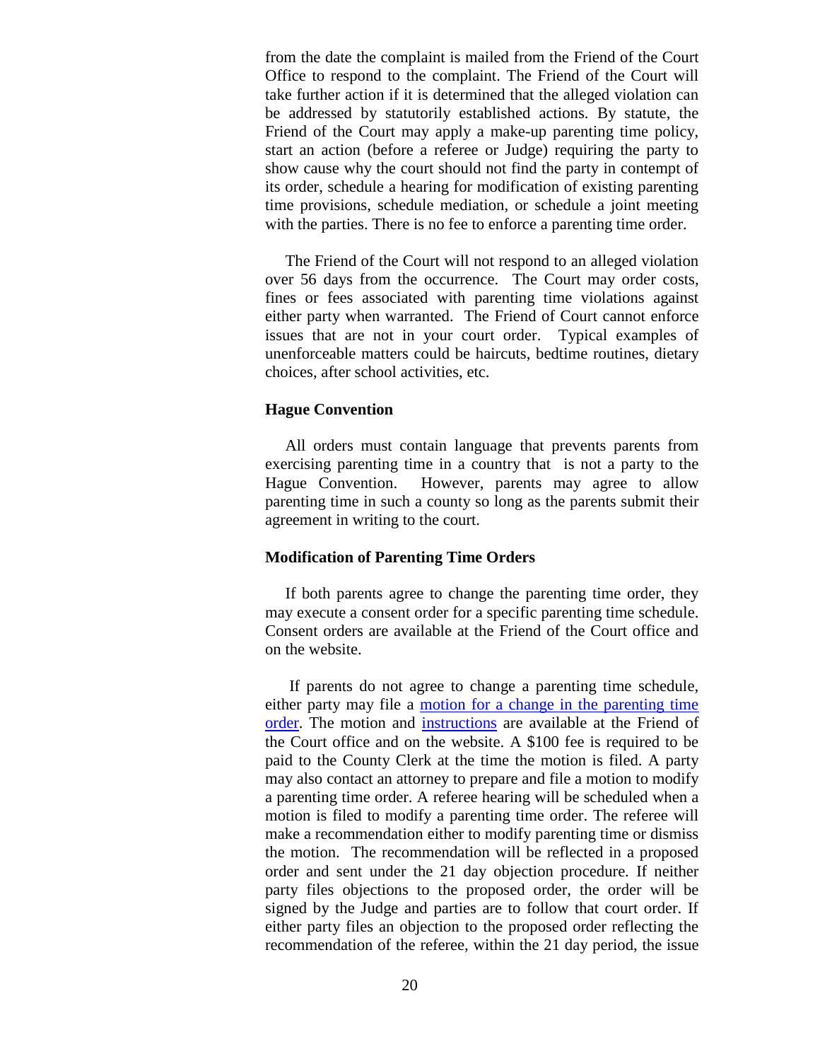from the date the complaint is mailed from the Friend of the Court Office to respond to the complaint. The Friend of the Court will take further action if it is determined that the alleged violation can be addressed by statutorily established actions. By statute, the Friend of the Court may apply a make-up parenting time policy, start an action (before a referee or Judge) requiring the party to show cause why the court should not find the party in contempt of its order, schedule a hearing for modification of existing parenting time provisions, schedule mediation, or schedule a joint meeting with the parties. There is no fee to enforce a parenting time order.

The Friend of the Court will not respond to an alleged violation over 56 days from the occurrence. The Court may order costs, fines or fees associated with parenting time violations against either party when warranted. The Friend of Court cannot enforce issues that are not in your court order. Typical examples of unenforceable matters could be haircuts, bedtime routines, dietary choices, after school activities, etc.

### Hague Convention

All orders must contain language that prevents parents from exercising parenting time in a country that is not a party to the Hague Convention. However, parents may agree to allow parenting time in such a county so long as the parents submit their agreement in writing to the court.

### Modification of Parenting Time Orders

If both parents agree to change the parenting time order, they may execute a consent order for a specific parenting time schedule. Consent orders are available at the Friend of the Court office and on the website.

If parents do not agree to change a parenting time schedule, either party may file a motion for a change in the parenting time order. The motion and instructions are available at the Friend of the Court office and on the website. A $100 fee is required to be paid to the County Clerk at the time the motion is filed. A party may also contact an attorney to prepare and file a motion to modify a parenting time order. A referee hearing will be scheduled when a motion is filed to modify a parenting time order. The referee will make a recommendation either to modify parenting time or dismiss the motion. The recommendation will be reflected in a proposed order and sent under the 21 day objection procedure. If neither party files objections to the proposed order, the order will be signed by the Judge and parties are to follow that court order. If either party files an objection to the proposed order reflecting the recommendation of the referee, within the 21 day period, the issue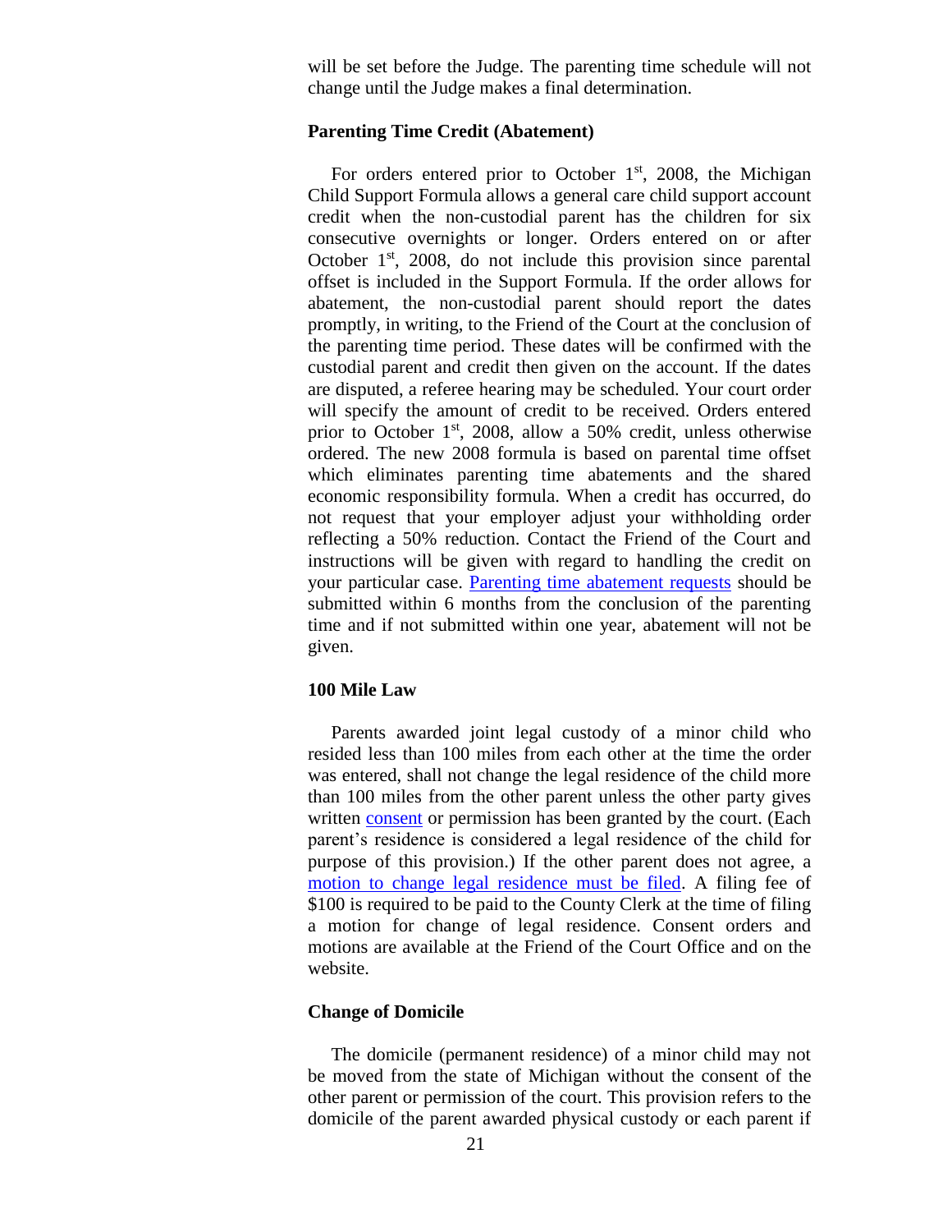will be set before the Judge. The parenting time schedule will not change until the Judge makes a final determination.

**Parenting Time Credit (Abatement)**

For orders entered prior to October 1st, 2008, the Michigan Child Support Formula allows a general care child support account credit when the non-custodial parent has the children for six consecutive overnights or longer. Orders entered on or after October 1st, 2008, do not include this provision since parental offset is included in the Support Formula. If the order allows for abatement, the non-custodial parent should report the dates promptly, in writing, to the Friend of the Court at the conclusion of the parenting time period. These dates will be confirmed with the custodial parent and credit then given on the account. If the dates are disputed, a referee hearing may be scheduled. Your court order will specify the amount of credit to be received. Orders entered prior to October 1st, 2008, allow a 50% credit, unless otherwise ordered. The new 2008 formula is based on parental time offset which eliminates parenting time abatements and the shared economic responsibility formula. When a credit has occurred, do not request that your employer adjust your withholding order reflecting a 50% reduction. Contact the Friend of the Court and instructions will be given with regard to handling the credit on your particular case. Parenting time abatement requests should be submitted within 6 months from the conclusion of the parenting time and if not submitted within one year, abatement will not be given.

**100 Mile Law**

Parents awarded joint legal custody of a minor child who resided less than 100 miles from each other at the time the order was entered, shall not change the legal residence of the child more than 100 miles from the other parent unless the other party gives written consent or permission has been granted by the court. (Each parent's residence is considered a legal residence of the child for purpose of this provision.) If the other parent does not agree, a motion to change legal residence must be filed. A filing fee of $100 is required to be paid to the County Clerk at the time of filing a motion for change of legal residence. Consent orders and motions are available at the Friend of the Court Office and on the website.

**Change of Domicile**

The domicile (permanent residence) of a minor child may not be moved from the state of Michigan without the consent of the other parent or permission of the court. This provision refers to the domicile of the parent awarded physical custody or each parent if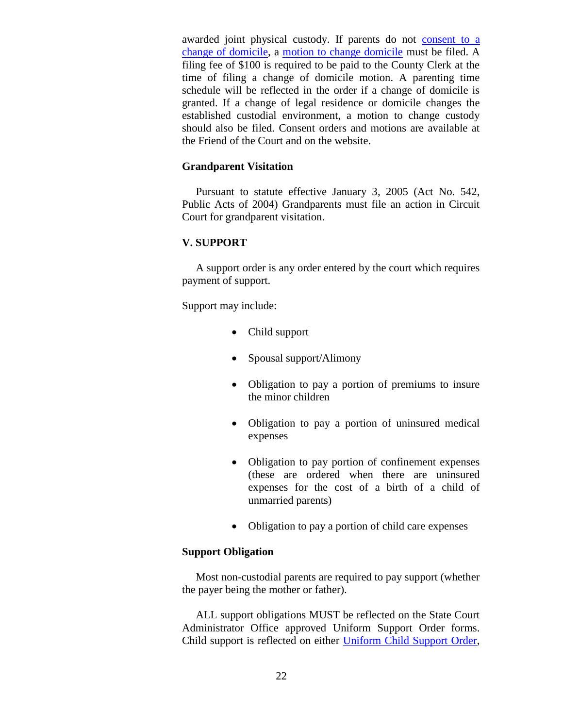awarded joint physical custody. If parents do not consent to a change of domicile, a motion to change domicile must be filed. A filing fee of $100 is required to be paid to the County Clerk at the time of filing a change of domicile motion. A parenting time schedule will be reflected in the order if a change of domicile is granted. If a change of legal residence or domicile changes the established custodial environment, a motion to change custody should also be filed. Consent orders and motions are available at the Friend of the Court and on the website.

### Grandparent Visitation

Pursuant to statute effective January 3, 2005 (Act No. 542, Public Acts of 2004) Grandparents must file an action in Circuit Court for grandparent visitation.

## V. SUPPORT

A support order is any order entered by the court which requires payment of support.

Support may include:

- Child support
- Spousal support/Alimony
- Obligation to pay a portion of premiums to insure the minor children
- Obligation to pay a portion of uninsured medical expenses
- Obligation to pay portion of confinement expenses (these are ordered when there are uninsured expenses for the cost of a birth of a child of unmarried parents)
- Obligation to pay a portion of child care expenses

### Support Obligation

Most non-custodial parents are required to pay support (whether the payer being the mother or father).

ALL support obligations MUST be reflected on the State Court Administrator Office approved Uniform Support Order forms. Child support is reflected on either Uniform Child Support Order,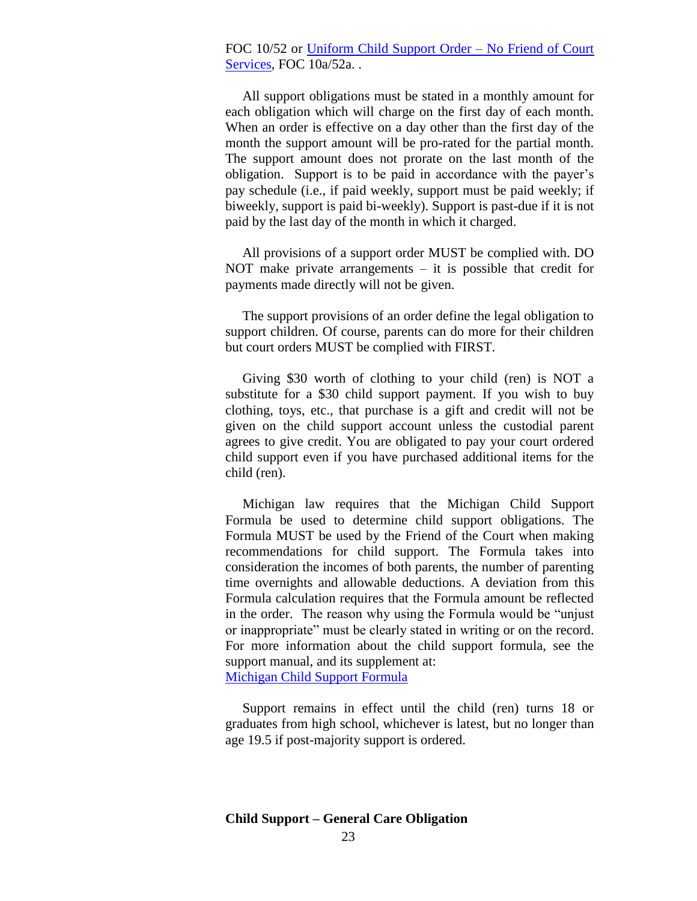FOC 10/52 or [Uniform Child Support Order – No Friend of Court Services](), FOC 10a/52a. .

All support obligations must be stated in a monthly amount for each obligation which will charge on the first day of each month. When an order is effective on a day other than the first day of the month the support amount will be pro-rated for the partial month. The support amount does not prorate on the last month of the obligation. Support is to be paid in accordance with the payer's pay schedule (i.e., if paid weekly, support must be paid weekly; if biweekly, support is paid bi-weekly). Support is past-due if it is not paid by the last day of the month in which it charged.

All provisions of a support order MUST be complied with. DO NOT make private arrangements – it is possible that credit for payments made directly will not be given.

The support provisions of an order define the legal obligation to support children. Of course, parents can do more for their children but court orders MUST be complied with FIRST.

Giving $30 worth of clothing to your child (ren) is NOT a substitute for a $30 child support payment. If you wish to buy clothing, toys, etc., that purchase is a gift and credit will not be given on the child support account unless the custodial parent agrees to give credit. You are obligated to pay your court ordered child support even if you have purchased additional items for the child (ren).

Michigan law requires that the Michigan Child Support Formula be used to determine child support obligations. The Formula MUST be used by the Friend of the Court when making recommendations for child support. The Formula takes into consideration the incomes of both parents, the number of parenting time overnights and allowable deductions. A deviation from this Formula calculation requires that the Formula amount be reflected in the order. The reason why using the Formula would be "unjust or inappropriate" must be clearly stated in writing or on the record. For more information about the child support formula, see the support manual, and its supplement at:
[Michigan Child Support Formula]()

Support remains in effect until the child (ren) turns 18 or graduates from high school, whichever is latest, but no longer than age 19.5 if post-majority support is ordered.

**Child Support – General Care Obligation**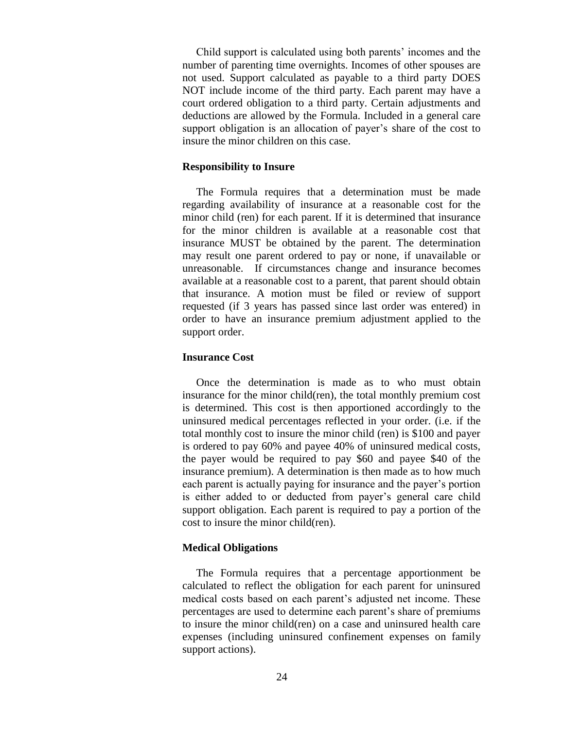Child support is calculated using both parents' incomes and the number of parenting time overnights. Incomes of other spouses are not used. Support calculated as payable to a third party DOES NOT include income of the third party. Each parent may have a court ordered obligation to a third party. Certain adjustments and deductions are allowed by the Formula. Included in a general care support obligation is an allocation of payer's share of the cost to insure the minor children on this case.

### Responsibility to Insure

The Formula requires that a determination must be made regarding availability of insurance at a reasonable cost for the minor child (ren) for each parent. If it is determined that insurance for the minor children is available at a reasonable cost that insurance MUST be obtained by the parent. The determination may result one parent ordered to pay or none, if unavailable or unreasonable. If circumstances change and insurance becomes available at a reasonable cost to a parent, that parent should obtain that insurance. A motion must be filed or review of support requested (if 3 years has passed since last order was entered) in order to have an insurance premium adjustment applied to the support order.

### Insurance Cost

Once the determination is made as to who must obtain insurance for the minor child(ren), the total monthly premium cost is determined. This cost is then apportioned accordingly to the uninsured medical percentages reflected in your order. (i.e. if the total monthly cost to insure the minor child (ren) is $100 and payer is ordered to pay 60% and payee 40% of uninsured medical costs, the payer would be required to pay $60 and payee $40 of the insurance premium). A determination is then made as to how much each parent is actually paying for insurance and the payer's portion is either added to or deducted from payer's general care child support obligation. Each parent is required to pay a portion of the cost to insure the minor child(ren).

### Medical Obligations

The Formula requires that a percentage apportionment be calculated to reflect the obligation for each parent for uninsured medical costs based on each parent's adjusted net income. These percentages are used to determine each parent's share of premiums to insure the minor child(ren) on a case and uninsured health care expenses (including uninsured confinement expenses on family support actions).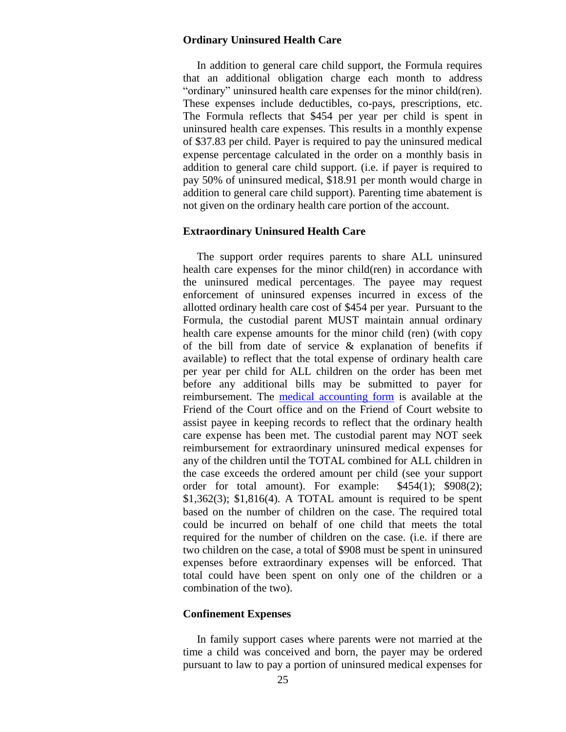## Ordinary Uninsured Health Care

In addition to general care child support, the Formula requires that an additional obligation charge each month to address "ordinary" uninsured health care expenses for the minor child(ren). These expenses include deductibles, co-pays, prescriptions, etc. The Formula reflects that $454 per year per child is spent in uninsured health care expenses. This results in a monthly expense of $37.83 per child. Payer is required to pay the uninsured medical expense percentage calculated in the order on a monthly basis in addition to general care child support. (i.e. if payer is required to pay 50% of uninsured medical, $18.91 per month would charge in addition to general care child support). Parenting time abatement is not given on the ordinary health care portion of the account.

## Extraordinary Uninsured Health Care

The support order requires parents to share ALL uninsured health care expenses for the minor child(ren) in accordance with the uninsured medical percentages. The payee may request enforcement of uninsured expenses incurred in excess of the allotted ordinary health care cost of $454 per year. Pursuant to the Formula, the custodial parent MUST maintain annual ordinary health care expense amounts for the minor child (ren) (with copy of the bill from date of service & explanation of benefits if available) to reflect that the total expense of ordinary health care per year per child for ALL children on the order has been met before any additional bills may be submitted to payer for reimbursement. The medical accounting form is available at the Friend of the Court office and on the Friend of Court website to assist payee in keeping records to reflect that the ordinary health care expense has been met. The custodial parent may NOT seek reimbursement for extraordinary uninsured medical expenses for any of the children until the TOTAL combined for ALL children in the case exceeds the ordered amount per child (see your support order for total amount). For example: $454(1); $908(2); $1,362(3); $1,816(4). A TOTAL amount is required to be spent based on the number of children on the case. The required total could be incurred on behalf of one child that meets the total required for the number of children on the case. (i.e. if there are two children on the case, a total of $908 must be spent in uninsured expenses before extraordinary expenses will be enforced. That total could have been spent on only one of the children or a combination of the two).

## Confinement Expenses

In family support cases where parents were not married at the time a child was conceived and born, the payer may be ordered pursuant to law to pay a portion of uninsured medical expenses for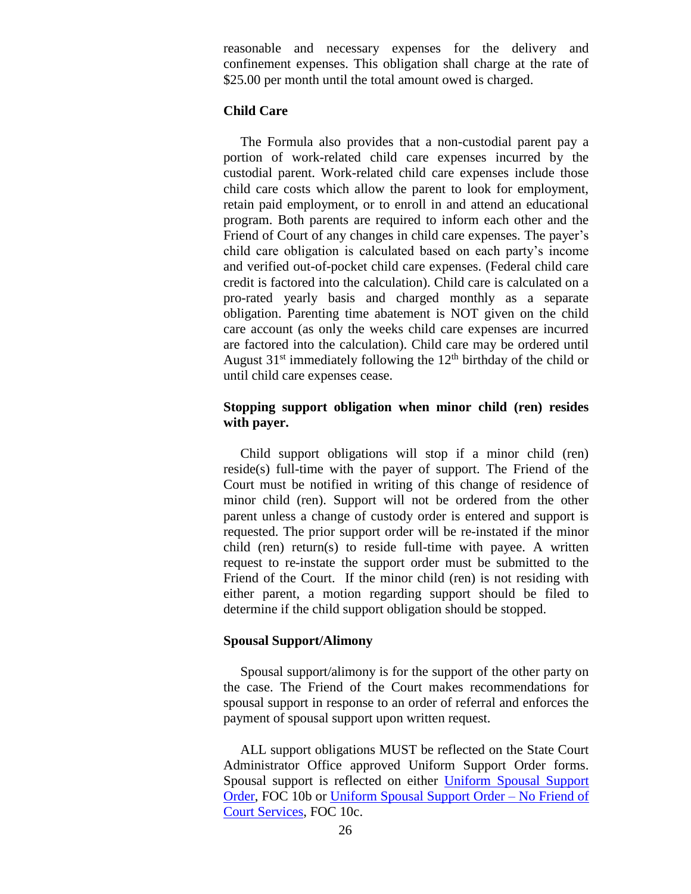reasonable and necessary expenses for the delivery and confinement expenses. This obligation shall charge at the rate of $25.00 per month until the total amount owed is charged.

### Child Care

The Formula also provides that a non-custodial parent pay a portion of work-related child care expenses incurred by the custodial parent. Work-related child care expenses include those child care costs which allow the parent to look for employment, retain paid employment, or to enroll in and attend an educational program. Both parents are required to inform each other and the Friend of Court of any changes in child care expenses. The payer's child care obligation is calculated based on each party's income and verified out-of-pocket child care expenses. (Federal child care credit is factored into the calculation). Child care is calculated on a pro-rated yearly basis and charged monthly as a separate obligation. Parenting time abatement is NOT given on the child care account (as only the weeks child care expenses are incurred are factored into the calculation). Child care may be ordered until August 31st immediately following the 12th birthday of the child or until child care expenses cease.

### Stopping support obligation when minor child (ren) resides with payer.

Child support obligations will stop if a minor child (ren) reside(s) full-time with the payer of support. The Friend of the Court must be notified in writing of this change of residence of minor child (ren). Support will not be ordered from the other parent unless a change of custody order is entered and support is requested. The prior support order will be re-instated if the minor child (ren) return(s) to reside full-time with payee. A written request to re-instate the support order must be submitted to the Friend of the Court. If the minor child (ren) is not residing with either parent, a motion regarding support should be filed to determine if the child support obligation should be stopped.

### Spousal Support/Alimony

Spousal support/alimony is for the support of the other party on the case. The Friend of the Court makes recommendations for spousal support in response to an order of referral and enforces the payment of spousal support upon written request.

ALL support obligations MUST be reflected on the State Court Administrator Office approved Uniform Support Order forms. Spousal support is reflected on either Uniform Spousal Support Order, FOC 10b or Uniform Spousal Support Order – No Friend of Court Services, FOC 10c.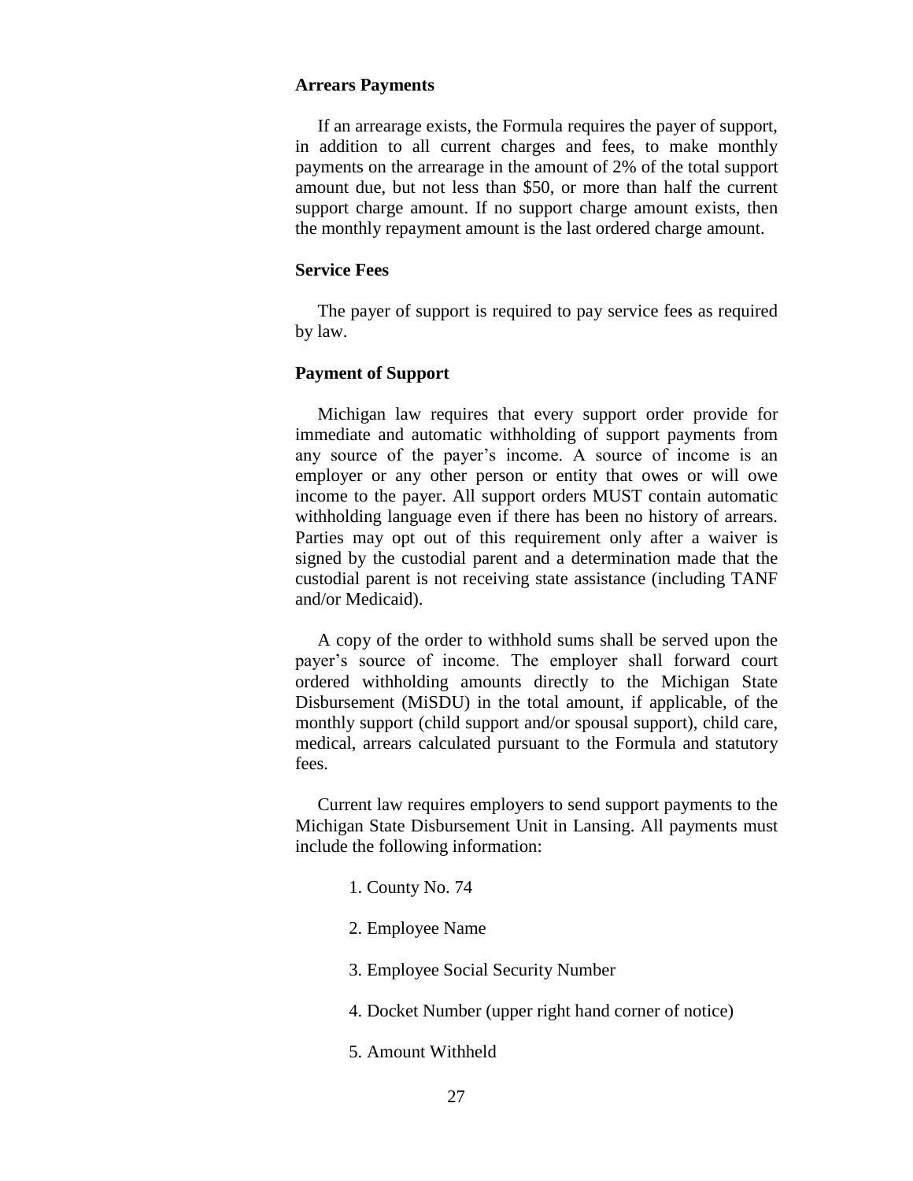### Arrears Payments

If an arrearage exists, the Formula requires the payer of support, in addition to all current charges and fees, to make monthly payments on the arrearage in the amount of 2% of the total support amount due, but not less than $50, or more than half the current support charge amount. If no support charge amount exists, then the monthly repayment amount is the last ordered charge amount.

### Service Fees

The payer of support is required to pay service fees as required by law.

### Payment of Support

Michigan law requires that every support order provide for immediate and automatic withholding of support payments from any source of the payer's income. A source of income is an employer or any other person or entity that owes or will owe income to the payer. All support orders MUST contain automatic withholding language even if there has been no history of arrears. Parties may opt out of this requirement only after a waiver is signed by the custodial parent and a determination made that the custodial parent is not receiving state assistance (including TANF and/or Medicaid).

A copy of the order to withhold sums shall be served upon the payer's source of income. The employer shall forward court ordered withholding amounts directly to the Michigan State Disbursement (MiSDU) in the total amount, if applicable, of the monthly support (child support and/or spousal support), child care, medical, arrears calculated pursuant to the Formula and statutory fees.

Current law requires employers to send support payments to the Michigan State Disbursement Unit in Lansing. All payments must include the following information:

1. County No. 74
2. Employee Name
3. Employee Social Security Number
4. Docket Number (upper right hand corner of notice)
5. Amount Withheld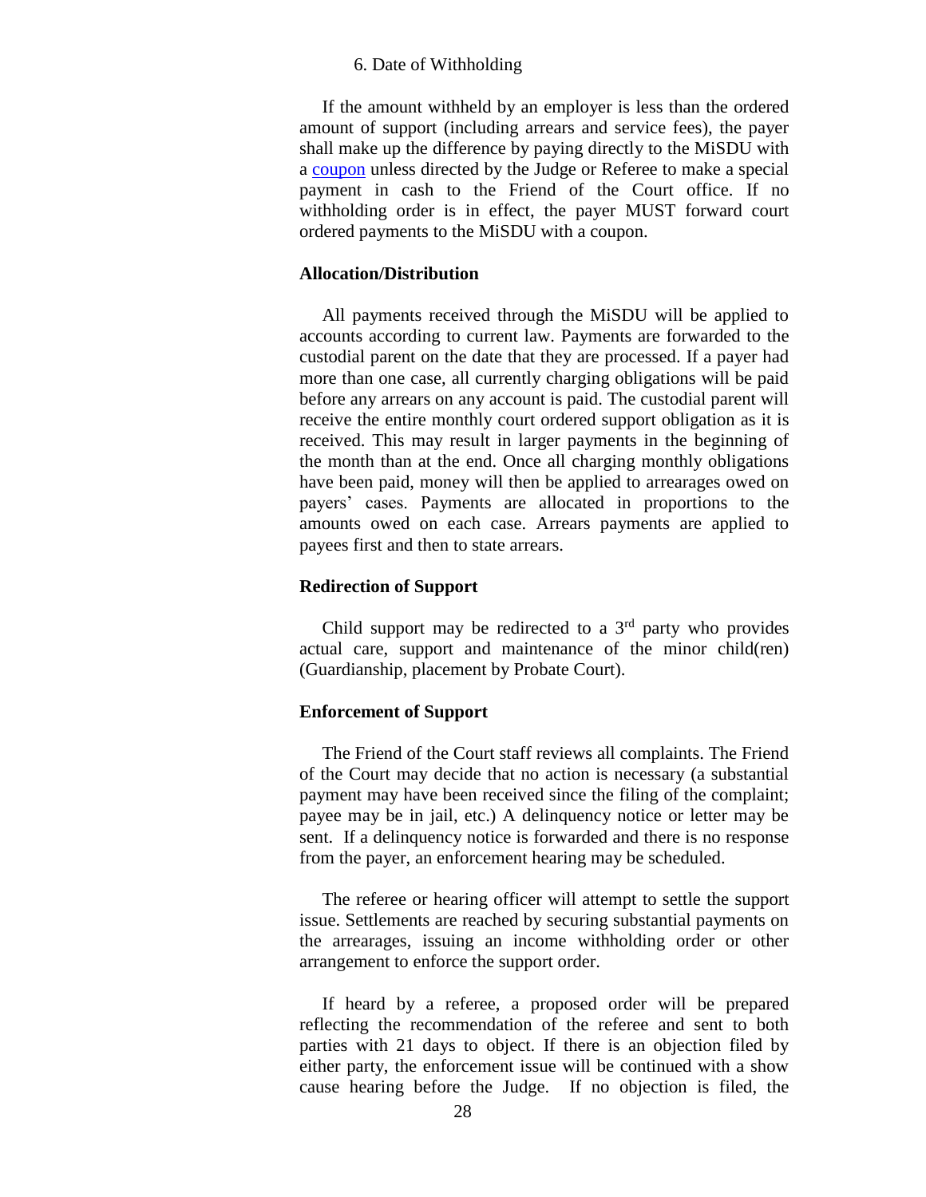6. Date of Withholding

If the amount withheld by an employer is less than the ordered amount of support (including arrears and service fees), the payer shall make up the difference by paying directly to the MiSDU with a coupon unless directed by the Judge or Referee to make a special payment in cash to the Friend of the Court office. If no withholding order is in effect, the payer MUST forward court ordered payments to the MiSDU with a coupon.

**Allocation/Distribution**

All payments received through the MiSDU will be applied to accounts according to current law. Payments are forwarded to the custodial parent on the date that they are processed. If a payer had more than one case, all currently charging obligations will be paid before any arrears on any account is paid. The custodial parent will receive the entire monthly court ordered support obligation as it is received. This may result in larger payments in the beginning of the month than at the end. Once all charging monthly obligations have been paid, money will then be applied to arrearages owed on payers' cases. Payments are allocated in proportions to the amounts owed on each case. Arrears payments are applied to payees first and then to state arrears.

**Redirection of Support**

Child support may be redirected to a 3rd party who provides actual care, support and maintenance of the minor child(ren) (Guardianship, placement by Probate Court).

**Enforcement of Support**

The Friend of the Court staff reviews all complaints. The Friend of the Court may decide that no action is necessary (a substantial payment may have been received since the filing of the complaint; payee may be in jail, etc.) A delinquency notice or letter may be sent. If a delinquency notice is forwarded and there is no response from the payer, an enforcement hearing may be scheduled.

The referee or hearing officer will attempt to settle the support issue. Settlements are reached by securing substantial payments on the arrearages, issuing an income withholding order or other arrangement to enforce the support order.

If heard by a referee, a proposed order will be prepared reflecting the recommendation of the referee and sent to both parties with 21 days to object. If there is an objection filed by either party, the enforcement issue will be continued with a show cause hearing before the Judge. If no objection is filed, the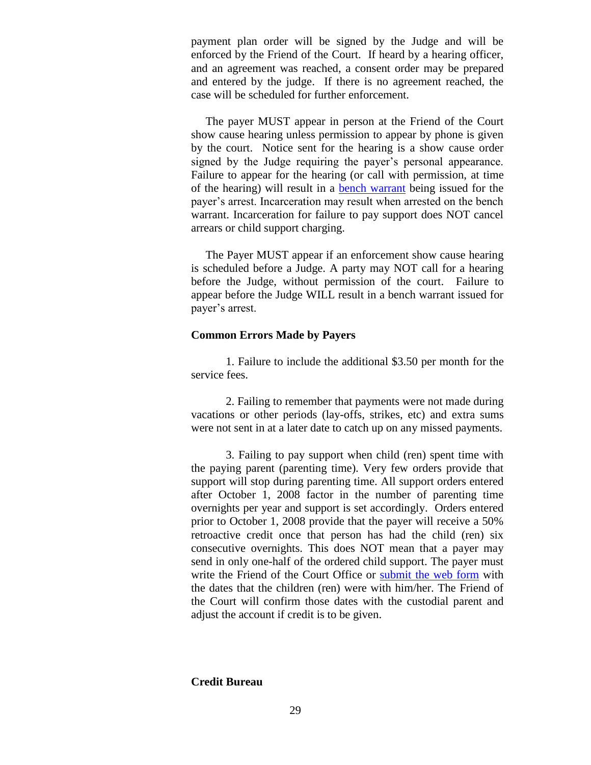payment plan order will be signed by the Judge and will be enforced by the Friend of the Court. If heard by a hearing officer, and an agreement was reached, a consent order may be prepared and entered by the judge. If there is no agreement reached, the case will be scheduled for further enforcement.

The payer MUST appear in person at the Friend of the Court show cause hearing unless permission to appear by phone is given by the court. Notice sent for the hearing is a show cause order signed by the Judge requiring the payer's personal appearance. Failure to appear for the hearing (or call with permission, at time of the hearing) will result in a bench warrant being issued for the payer's arrest. Incarceration may result when arrested on the bench warrant. Incarceration for failure to pay support does NOT cancel arrears or child support charging.

The Payer MUST appear if an enforcement show cause hearing is scheduled before a Judge. A party may NOT call for a hearing before the Judge, without permission of the court. Failure to appear before the Judge WILL result in a bench warrant issued for payer's arrest.

**Common Errors Made by Payers**

1. Failure to include the additional $3.50 per month for the service fees.

2. Failing to remember that payments were not made during vacations or other periods (lay-offs, strikes, etc) and extra sums were not sent in at a later date to catch up on any missed payments.

3. Failing to pay support when child (ren) spent time with the paying parent (parenting time). Very few orders provide that support will stop during parenting time. All support orders entered after October 1, 2008 factor in the number of parenting time overnights per year and support is set accordingly. Orders entered prior to October 1, 2008 provide that the payer will receive a 50% retroactive credit once that person has had the child (ren) six consecutive overnights. This does NOT mean that a payer may send in only one-half of the ordered child support. The payer must write the Friend of the Court Office or submit the web form with the dates that the children (ren) were with him/her. The Friend of the Court will confirm those dates with the custodial parent and adjust the account if credit is to be given.

**Credit Bureau**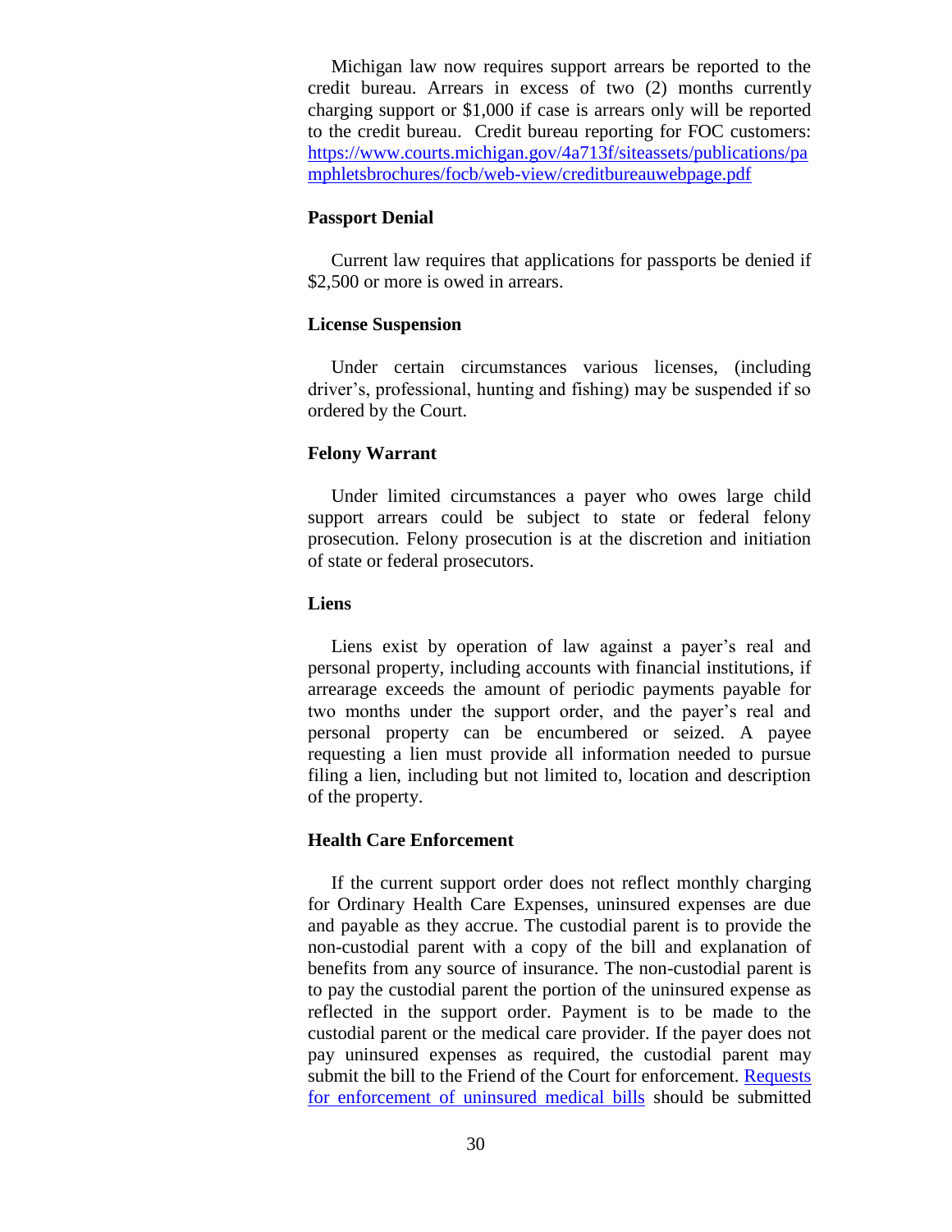Michigan law now requires support arrears be reported to the credit bureau. Arrears in excess of two (2) months currently charging support or $1,000 if case is arrears only will be reported to the credit bureau. Credit bureau reporting for FOC customers: [https://www.courts.michigan.gov/4a713f/siteassets/publications/pamphletsbrochures/focb/web-view/creditbureauwebpage.pdf](https://www.courts.michigan.gov/4a713f/siteassets/publications/pamphletsbrochures/focb/web-view/creditbureauwebpage.pdf)

### Passport Denial

Current law requires that applications for passports be denied if $2,500 or more is owed in arrears.

### License Suspension

Under certain circumstances various licenses, (including driver's, professional, hunting and fishing) may be suspended if so ordered by the Court.

### Felony Warrant

Under limited circumstances a payer who owes large child support arrears could be subject to state or federal felony prosecution. Felony prosecution is at the discretion and initiation of state or federal prosecutors.

### Liens

Liens exist by operation of law against a payer's real and personal property, including accounts with financial institutions, if arrearage exceeds the amount of periodic payments payable for two months under the support order, and the payer's real and personal property can be encumbered or seized. A payee requesting a lien must provide all information needed to pursue filing a lien, including but not limited to, location and description of the property.

### Health Care Enforcement

If the current support order does not reflect monthly charging for Ordinary Health Care Expenses, uninsured expenses are due and payable as they accrue. The custodial parent is to provide the non-custodial parent with a copy of the bill and explanation of benefits from any source of insurance. The non-custodial parent is to pay the custodial parent the portion of the uninsured expense as reflected in the support order. Payment is to be made to the custodial parent or the medical care provider. If the payer does not pay uninsured expenses as required, the custodial parent may submit the bill to the Friend of the Court for enforcement. Requests for enforcement of uninsured medical bills should be submitted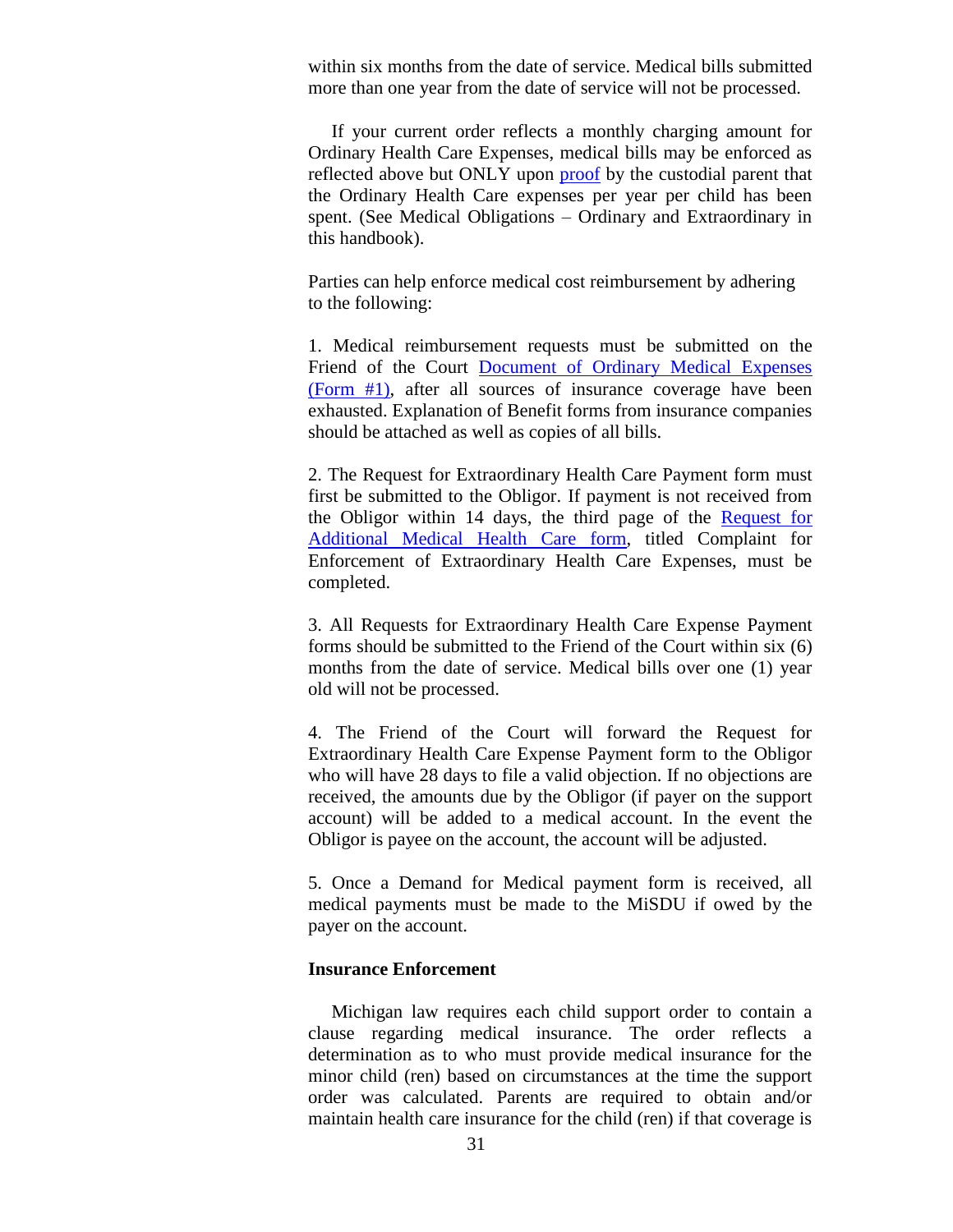within six months from the date of service. Medical bills submitted more than one year from the date of service will not be processed.

If your current order reflects a monthly charging amount for Ordinary Health Care Expenses, medical bills may be enforced as reflected above but ONLY upon proof by the custodial parent that the Ordinary Health Care expenses per year per child has been spent. (See Medical Obligations – Ordinary and Extraordinary in this handbook).

Parties can help enforce medical cost reimbursement by adhering to the following:

1. Medical reimbursement requests must be submitted on the Friend of the Court Document of Ordinary Medical Expenses (Form #1), after all sources of insurance coverage have been exhausted. Explanation of Benefit forms from insurance companies should be attached as well as copies of all bills.

2. The Request for Extraordinary Health Care Payment form must first be submitted to the Obligor. If payment is not received from the Obligor within 14 days, the third page of the Request for Additional Medical Health Care form, titled Complaint for Enforcement of Extraordinary Health Care Expenses, must be completed.

3. All Requests for Extraordinary Health Care Expense Payment forms should be submitted to the Friend of the Court within six (6) months from the date of service. Medical bills over one (1) year old will not be processed.

4. The Friend of the Court will forward the Request for Extraordinary Health Care Expense Payment form to the Obligor who will have 28 days to file a valid objection. If no objections are received, the amounts due by the Obligor (if payer on the support account) will be added to a medical account. In the event the Obligor is payee on the account, the account will be adjusted.

5. Once a Demand for Medical payment form is received, all medical payments must be made to the MiSDU if owed by the payer on the account.

**Insurance Enforcement**

Michigan law requires each child support order to contain a clause regarding medical insurance. The order reflects a determination as to who must provide medical insurance for the minor child (ren) based on circumstances at the time the support order was calculated. Parents are required to obtain and/or maintain health care insurance for the child (ren) if that coverage is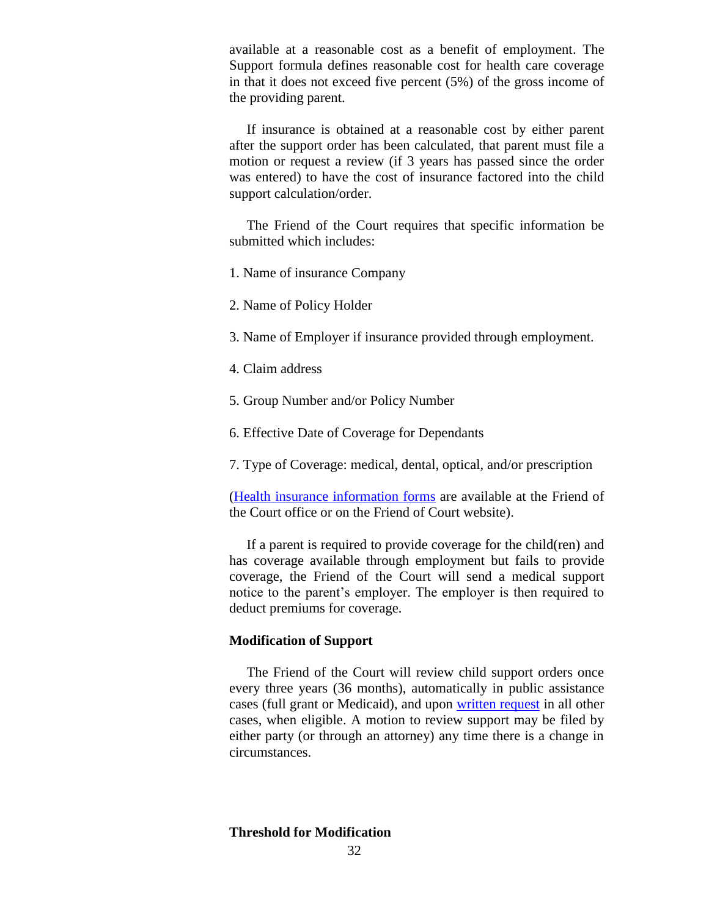available at a reasonable cost as a benefit of employment. The Support formula defines reasonable cost for health care coverage in that it does not exceed five percent (5%) of the gross income of the providing parent.

If insurance is obtained at a reasonable cost by either parent after the support order has been calculated, that parent must file a motion or request a review (if 3 years has passed since the order was entered) to have the cost of insurance factored into the child support calculation/order.

The Friend of the Court requires that specific information be submitted which includes:

1. Name of insurance Company

2. Name of Policy Holder

3. Name of Employer if insurance provided through employment.

4. Claim address

5. Group Number and/or Policy Number

6. Effective Date of Coverage for Dependants

7. Type of Coverage: medical, dental, optical, and/or prescription

(Health insurance information forms are available at the Friend of the Court office or on the Friend of Court website).

If a parent is required to provide coverage for the child(ren) and has coverage available through employment but fails to provide coverage, the Friend of the Court will send a medical support notice to the parent's employer. The employer is then required to deduct premiums for coverage.

**Modification of Support**

The Friend of the Court will review child support orders once every three years (36 months), automatically in public assistance cases (full grant or Medicaid), and upon written request in all other cases, when eligible. A motion to review support may be filed by either party (or through an attorney) any time there is a change in circumstances.

**Threshold for Modification**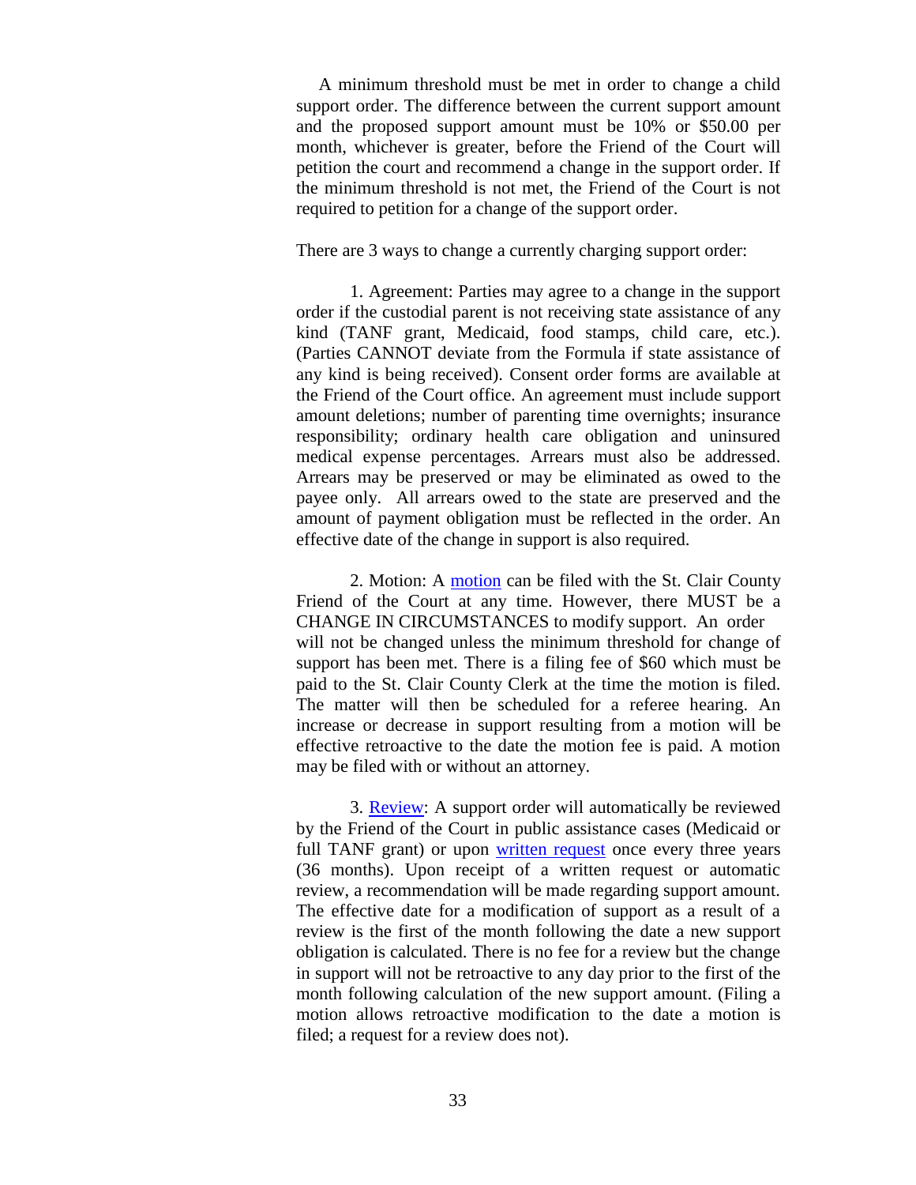A minimum threshold must be met in order to change a child support order. The difference between the current support amount and the proposed support amount must be 10% or $50.00 per month, whichever is greater, before the Friend of the Court will petition the court and recommend a change in the support order. If the minimum threshold is not met, the Friend of the Court is not required to petition for a change of the support order.

There are 3 ways to change a currently charging support order:

1. Agreement: Parties may agree to a change in the support order if the custodial parent is not receiving state assistance of any kind (TANF grant, Medicaid, food stamps, child care, etc.). (Parties CANNOT deviate from the Formula if state assistance of any kind is being received). Consent order forms are available at the Friend of the Court office. An agreement must include support amount deletions; number of parenting time overnights; insurance responsibility; ordinary health care obligation and uninsured medical expense percentages. Arrears must also be addressed. Arrears may be preserved or may be eliminated as owed to the payee only. All arrears owed to the state are preserved and the amount of payment obligation must be reflected in the order. An effective date of the change in support is also required.

2. Motion: A motion can be filed with the St. Clair County Friend of the Court at any time. However, there MUST be a CHANGE IN CIRCUMSTANCES to modify support. An order will not be changed unless the minimum threshold for change of support has been met. There is a filing fee of $60 which must be paid to the St. Clair County Clerk at the time the motion is filed. The matter will then be scheduled for a referee hearing. An increase or decrease in support resulting from a motion will be effective retroactive to the date the motion fee is paid. A motion may be filed with or without an attorney.

3. Review: A support order will automatically be reviewed by the Friend of the Court in public assistance cases (Medicaid or full TANF grant) or upon written request once every three years (36 months). Upon receipt of a written request or automatic review, a recommendation will be made regarding support amount. The effective date for a modification of support as a result of a review is the first of the month following the date a new support obligation is calculated. There is no fee for a review but the change in support will not be retroactive to any day prior to the first of the month following calculation of the new support amount. (Filing a motion allows retroactive modification to the date a motion is filed; a request for a review does not).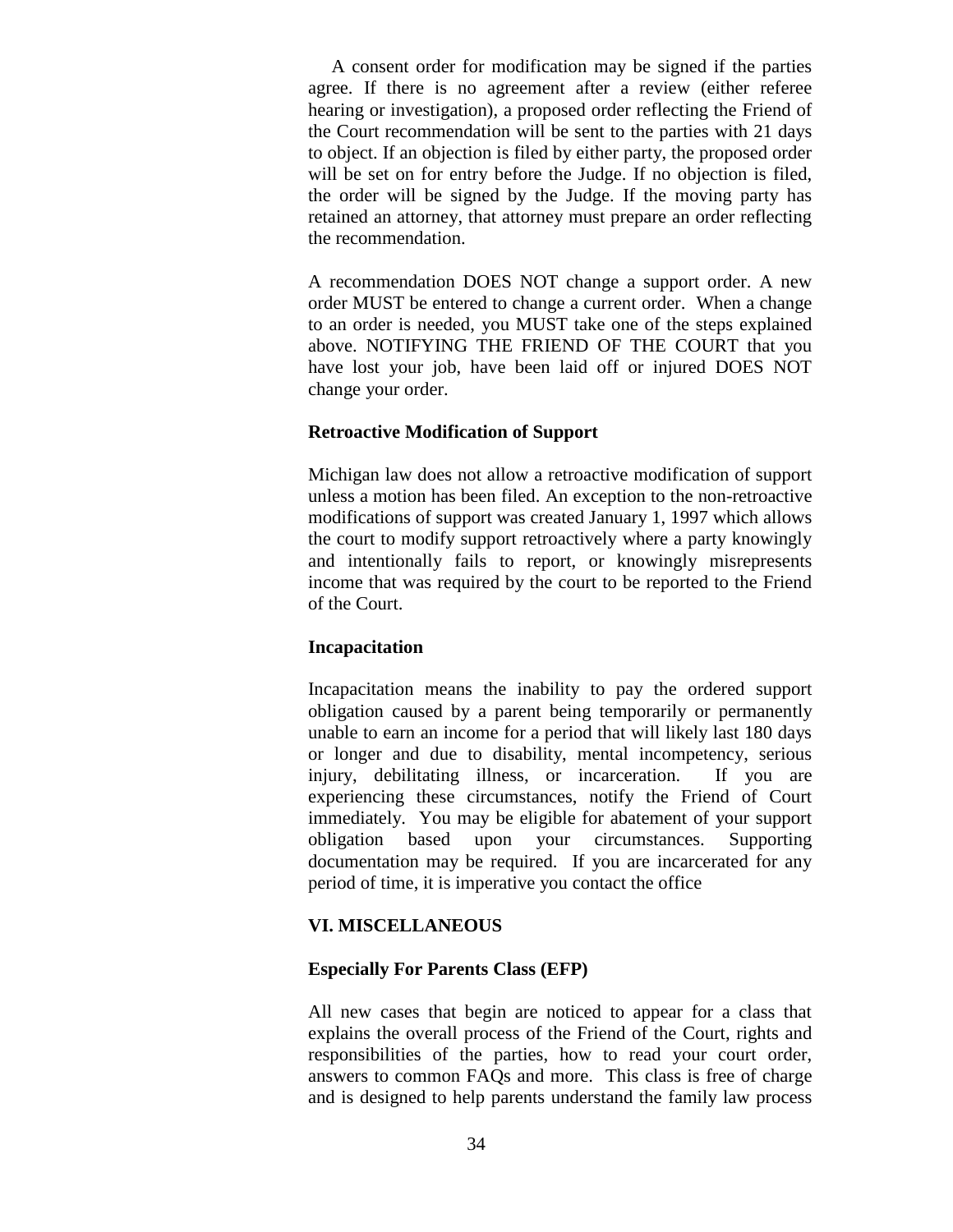A consent order for modification may be signed if the parties agree. If there is no agreement after a review (either referee hearing or investigation), a proposed order reflecting the Friend of the Court recommendation will be sent to the parties with 21 days to object. If an objection is filed by either party, the proposed order will be set on for entry before the Judge. If no objection is filed, the order will be signed by the Judge. If the moving party has retained an attorney, that attorney must prepare an order reflecting the recommendation.

A recommendation DOES NOT change a support order. A new order MUST be entered to change a current order. When a change to an order is needed, you MUST take one of the steps explained above. NOTIFYING THE FRIEND OF THE COURT that you have lost your job, have been laid off or injured DOES NOT change your order.

**Retroactive Modification of Support**

Michigan law does not allow a retroactive modification of support unless a motion has been filed. An exception to the non-retroactive modifications of support was created January 1, 1997 which allows the court to modify support retroactively where a party knowingly and intentionally fails to report, or knowingly misrepresents income that was required by the court to be reported to the Friend of the Court.

**Incapacitation**

Incapacitation means the inability to pay the ordered support obligation caused by a parent being temporarily or permanently unable to earn an income for a period that will likely last 180 days or longer and due to disability, mental incompetency, serious injury, debilitating illness, or incarceration. If you are experiencing these circumstances, notify the Friend of Court immediately. You may be eligible for abatement of your support obligation based upon your circumstances. Supporting documentation may be required. If you are incarcerated for any period of time, it is imperative you contact the office

## VI. MISCELLANEOUS

**Especially For Parents Class (EFP)**

All new cases that begin are noticed to appear for a class that explains the overall process of the Friend of the Court, rights and responsibilities of the parties, how to read your court order, answers to common FAQs and more. This class is free of charge and is designed to help parents understand the family law process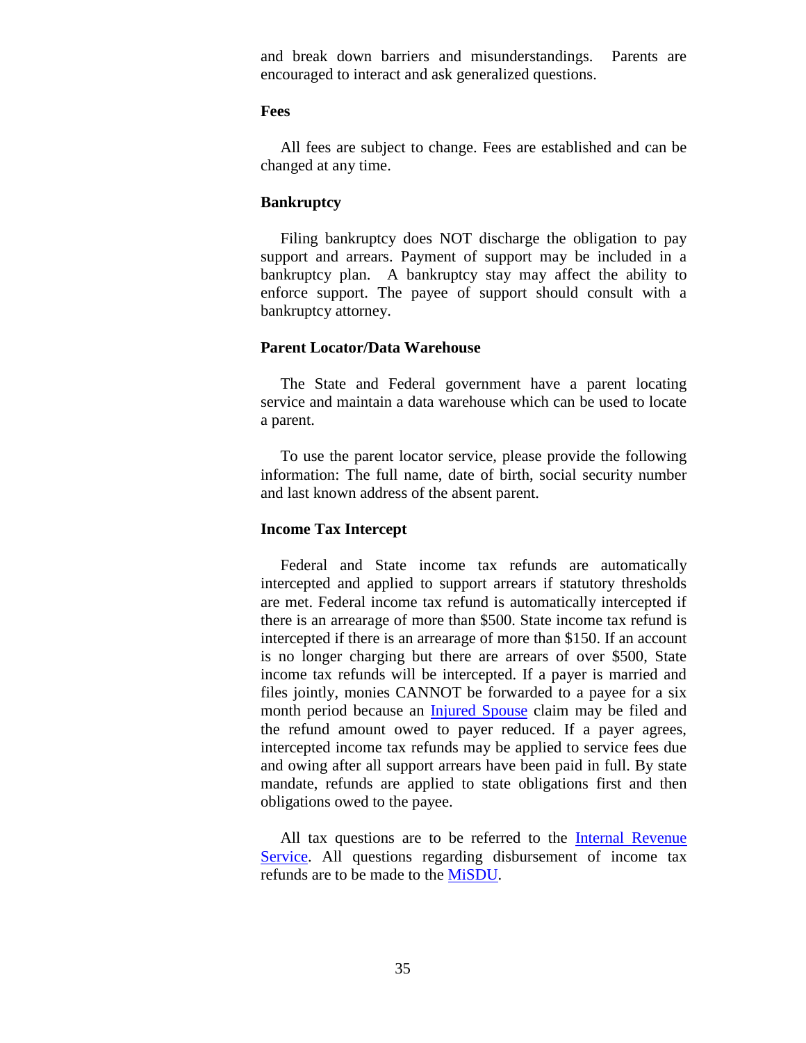and break down barriers and misunderstandings. Parents are encouraged to interact and ask generalized questions.

### Fees

All fees are subject to change. Fees are established and can be changed at any time.

### Bankruptcy

Filing bankruptcy does NOT discharge the obligation to pay support and arrears. Payment of support may be included in a bankruptcy plan. A bankruptcy stay may affect the ability to enforce support. The payee of support should consult with a bankruptcy attorney.

### Parent Locator/Data Warehouse

The State and Federal government have a parent locating service and maintain a data warehouse which can be used to locate a parent.

To use the parent locator service, please provide the following information: The full name, date of birth, social security number and last known address of the absent parent.

### Income Tax Intercept

Federal and State income tax refunds are automatically intercepted and applied to support arrears if statutory thresholds are met. Federal income tax refund is automatically intercepted if there is an arrearage of more than $500. State income tax refund is intercepted if there is an arrearage of more than $150. If an account is no longer charging but there are arrears of over $500, State income tax refunds will be intercepted. If a payer is married and files jointly, monies CANNOT be forwarded to a payee for a six month period because an Injured Spouse claim may be filed and the refund amount owed to payer reduced. If a payer agrees, intercepted income tax refunds may be applied to service fees due and owing after all support arrears have been paid in full. By state mandate, refunds are applied to state obligations first and then obligations owed to the payee.

All tax questions are to be referred to the Internal Revenue Service. All questions regarding disbursement of income tax refunds are to be made to the MiSDU.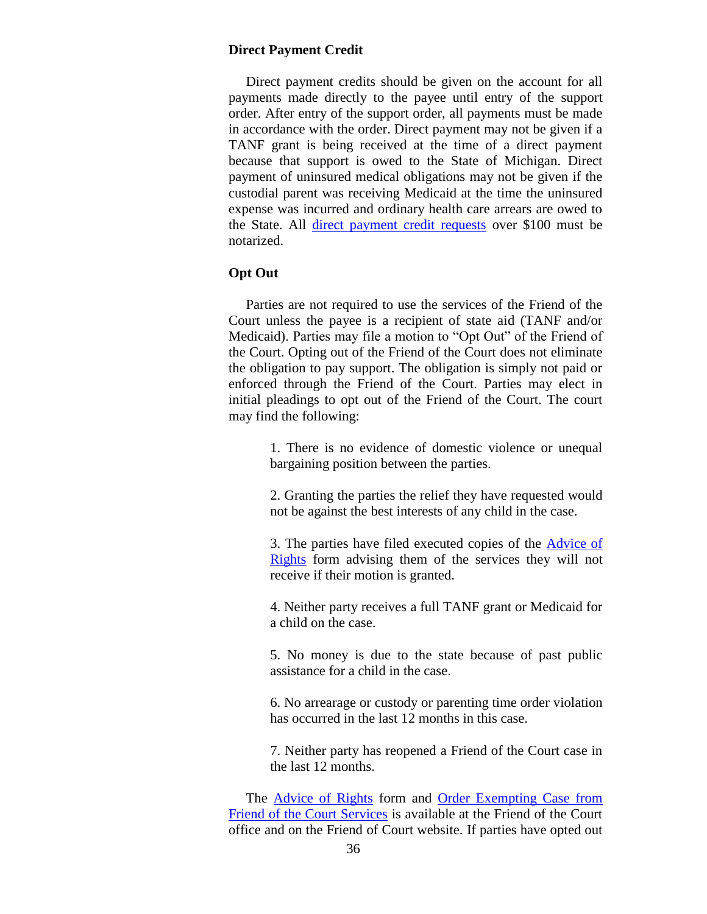### Direct Payment Credit

Direct payment credits should be given on the account for all payments made directly to the payee until entry of the support order. After entry of the support order, all payments must be made in accordance with the order. Direct payment may not be given if a TANF grant is being received at the time of a direct payment because that support is owed to the State of Michigan. Direct payment of uninsured medical obligations may not be given if the custodial parent was receiving Medicaid at the time the uninsured expense was incurred and ordinary health care arrears are owed to the State. All direct payment credit requests over $100 must be notarized.

### Opt Out

Parties are not required to use the services of the Friend of the Court unless the payee is a recipient of state aid (TANF and/or Medicaid). Parties may file a motion to "Opt Out" of the Friend of the Court. Opting out of the Friend of the Court does not eliminate the obligation to pay support. The obligation is simply not paid or enforced through the Friend of the Court. Parties may elect in initial pleadings to opt out of the Friend of the Court. The court may find the following:

1. There is no evidence of domestic violence or unequal bargaining position between the parties.

2. Granting the parties the relief they have requested would not be against the best interests of any child in the case.

3. The parties have filed executed copies of the Advice of Rights form advising them of the services they will not receive if their motion is granted.

4. Neither party receives a full TANF grant or Medicaid for a child on the case.

5. No money is due to the state because of past public assistance for a child in the case.

6. No arrearage or custody or parenting time order violation has occurred in the last 12 months in this case.

7. Neither party has reopened a Friend of the Court case in the last 12 months.

The Advice of Rights form and Order Exempting Case from Friend of the Court Services is available at the Friend of the Court office and on the Friend of Court website. If parties have opted out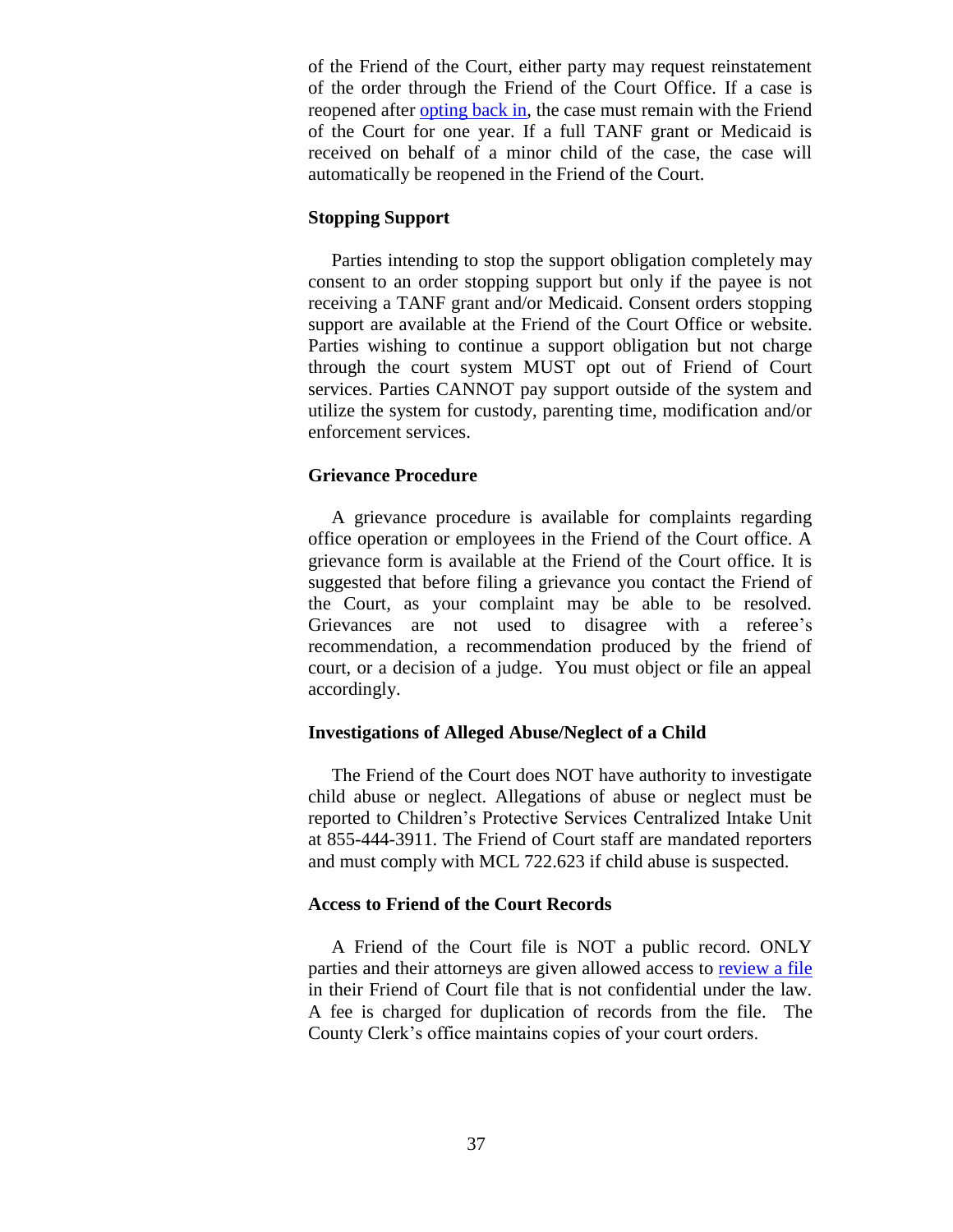of the Friend of the Court, either party may request reinstatement of the order through the Friend of the Court Office. If a case is reopened after [opting back in](), the case must remain with the Friend of the Court for one year. If a full TANF grant or Medicaid is received on behalf of a minor child of the case, the case will automatically be reopened in the Friend of the Court.

**Stopping Support**

Parties intending to stop the support obligation completely may consent to an order stopping support but only if the payee is not receiving a TANF grant and/or Medicaid. Consent orders stopping support are available at the Friend of the Court Office or website. Parties wishing to continue a support obligation but not charge through the court system MUST opt out of Friend of Court services. Parties CANNOT pay support outside of the system and utilize the system for custody, parenting time, modification and/or enforcement services.

**Grievance Procedure**

A grievance procedure is available for complaints regarding office operation or employees in the Friend of the Court office. A grievance form is available at the Friend of the Court office. It is suggested that before filing a grievance you contact the Friend of the Court, as your complaint may be able to be resolved. Grievances are not used to disagree with a referee's recommendation, a recommendation produced by the friend of court, or a decision of a judge. You must object or file an appeal accordingly.

**Investigations of Alleged Abuse/Neglect of a Child**

The Friend of the Court does NOT have authority to investigate child abuse or neglect. Allegations of abuse or neglect must be reported to Children's Protective Services Centralized Intake Unit at 855-444-3911. The Friend of Court staff are mandated reporters and must comply with MCL 722.623 if child abuse is suspected.

**Access to Friend of the Court Records**

A Friend of the Court file is NOT a public record. ONLY parties and their attorneys are given allowed access to [review a file]() in their Friend of Court file that is not confidential under the law. A fee is charged for duplication of records from the file. The County Clerk's office maintains copies of your court orders.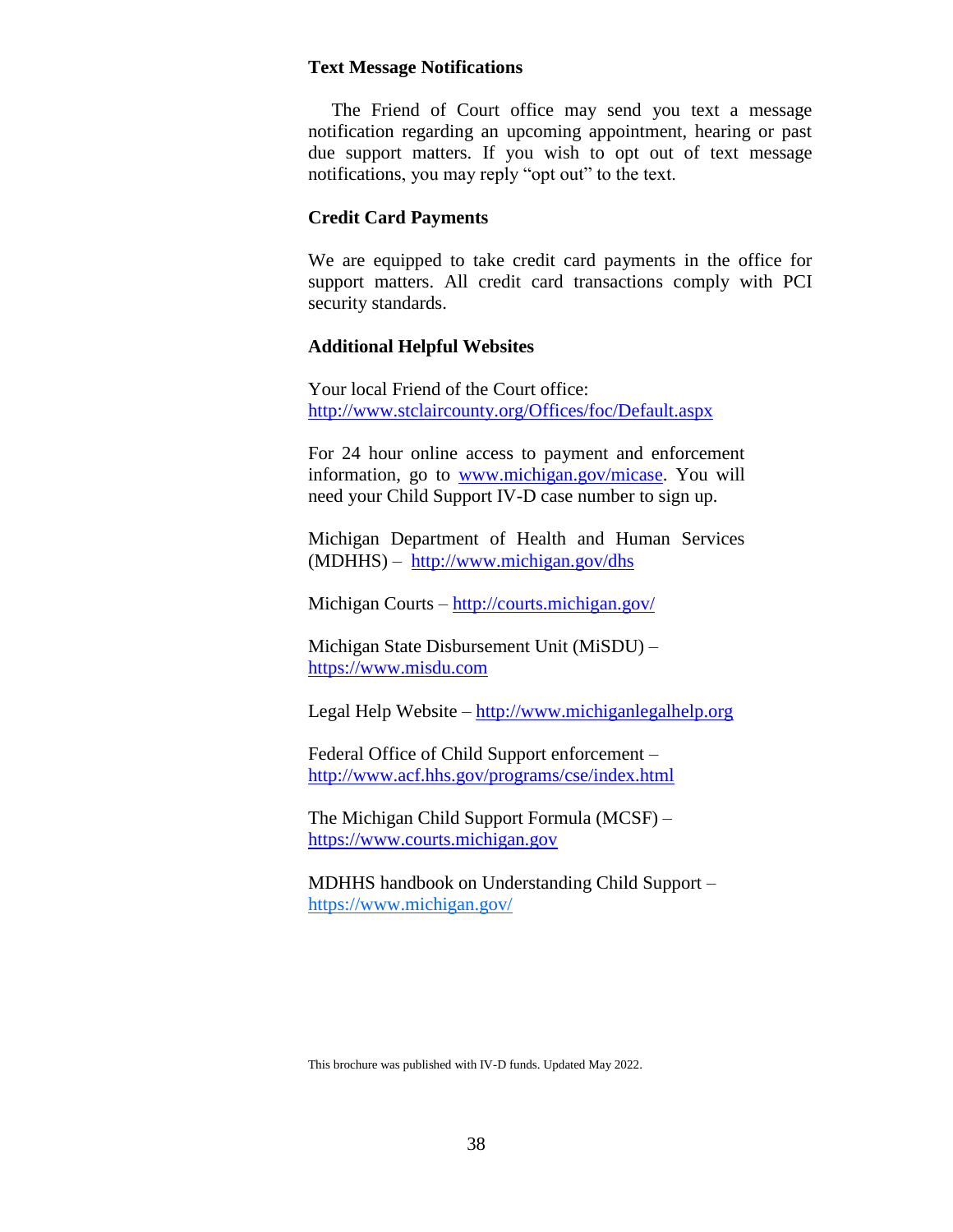### Text Message Notifications

The Friend of Court office may send you text a message notification regarding an upcoming appointment, hearing or past due support matters. If you wish to opt out of text message notifications, you may reply "opt out" to the text.

### Credit Card Payments

We are equipped to take credit card payments in the office for support matters. All credit card transactions comply with PCI security standards.

### Additional Helpful Websites

Your local Friend of the Court office:
http://www.stclaircounty.org/Offices/foc/Default.aspx

For 24 hour online access to payment and enforcement information, go to www.michigan.gov/micase. You will need your Child Support IV-D case number to sign up.

Michigan Department of Health and Human Services (MDHHS) – http://www.michigan.gov/dhs

Michigan Courts – http://courts.michigan.gov/

Michigan State Disbursement Unit (MiSDU) –
https://www.misdu.com

Legal Help Website – http://www.michiganlegalhelp.org

Federal Office of Child Support enforcement –
http://www.acf.hhs.gov/programs/cse/index.html

The Michigan Child Support Formula (MCSF) –
https://www.courts.michigan.gov

MDHHS handbook on Understanding Child Support –
https://www.michigan.gov/

This brochure was published with IV-D funds. Updated May 2022.